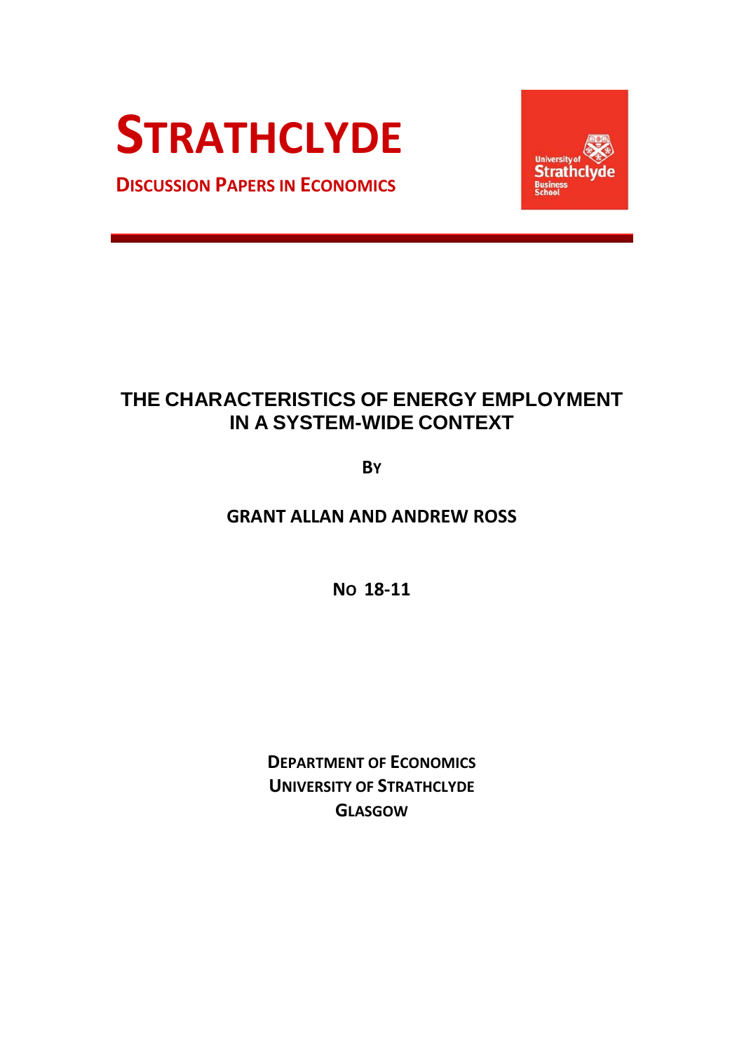# STRATHCLYDE

**DISCUSSION PAPERS IN ECONOMICS**

University of Strathclyde Business School

## THE CHARACTERISTICS OF ENERGY EMPLOYMENT IN A SYSTEM-WIDE CONTEXT

**BY**

**GRANT ALLAN AND ANDREW ROSS**

**NO 18-11**

**DEPARTMENT OF ECONOMICS**
**UNIVERSITY OF STRATHCLYDE**
**GLASGOW**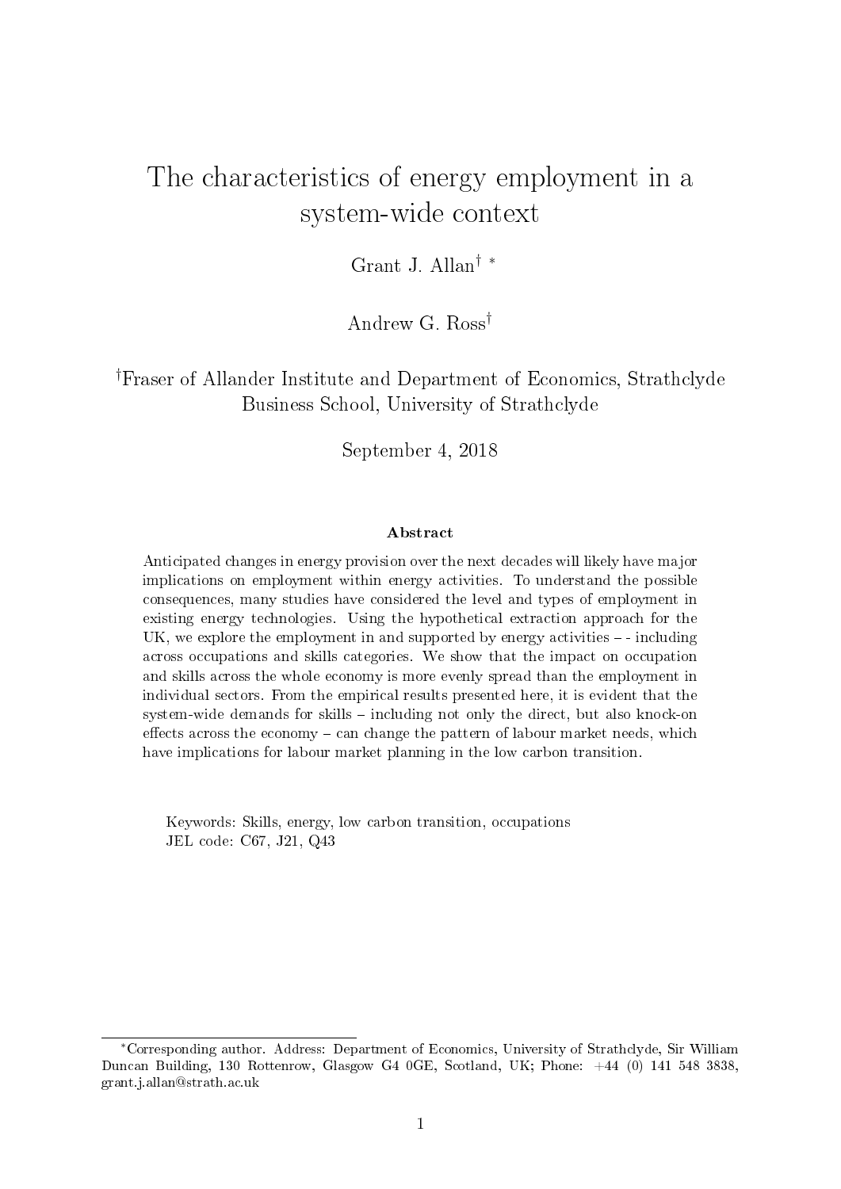# The characteristics of energy employment in a system-wide context

Grant J. Allan[†] [*]

Andrew G. Ross[†]

[†]Fraser of Allander Institute and Department of Economics, Strathclyde Business School, University of Strathclyde

September 4, 2018

### Abstract

Anticipated changes in energy provision over the next decades will likely have major implications on employment within energy activities. To understand the possible consequences, many studies have considered the level and types of employment in existing energy technologies. Using the hypothetical extraction approach for the UK, we explore the employment in and supported by energy activities – - including across occupations and skills categories. We show that the impact on occupation and skills across the whole economy is more evenly spread than the employment in individual sectors. From the empirical results presented here, it is evident that the system-wide demands for skills – including not only the direct, but also knock-on effects across the economy – can change the pattern of labour market needs, which have implications for labour market planning in the low carbon transition.

Keywords: Skills, energy, low carbon transition, occupations
JEL code: C67, J21, Q43

[*]Corresponding author. Address: Department of Economics, University of Strathclyde, Sir William Duncan Building, 130 Rottenrow, Glasgow G4 0GE, Scotland, UK; Phone: +44 (0) 141 548 3838, grant.j.allan@strath.ac.uk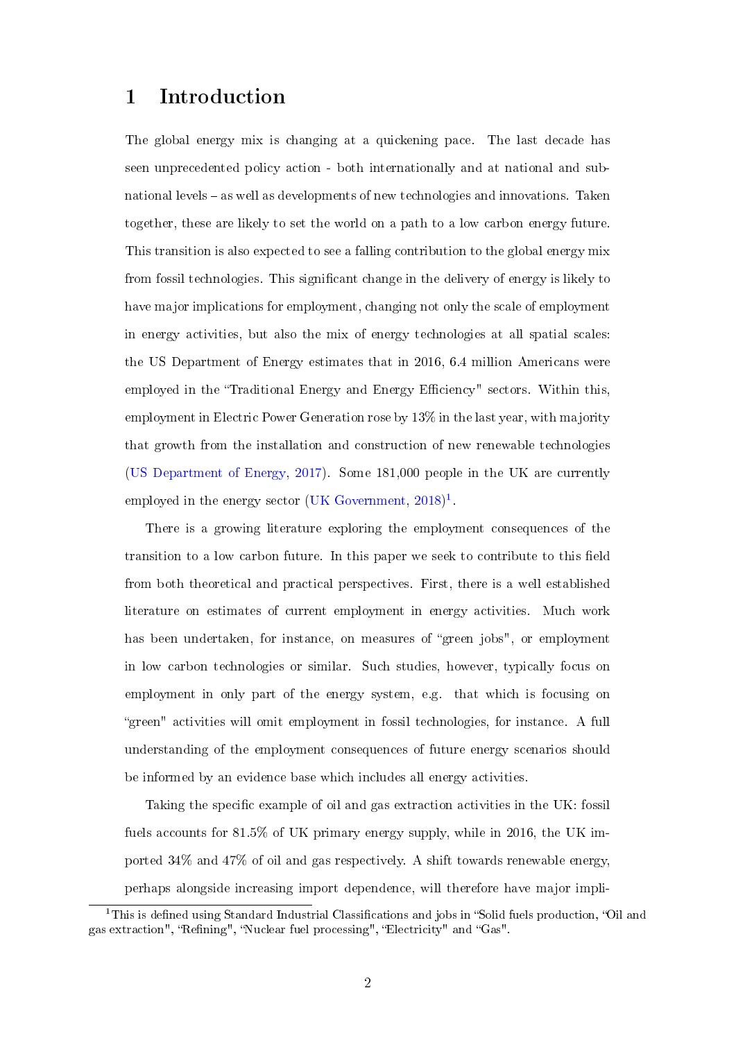# 1 Introduction

The global energy mix is changing at a quickening pace. The last decade has seen unprecedented policy action - both internationally and at national and sub-national levels – as well as developments of new technologies and innovations. Taken together, these are likely to set the world on a path to a low carbon energy future. This transition is also expected to see a falling contribution to the global energy mix from fossil technologies. This significant change in the delivery of energy is likely to have major implications for employment, changing not only the scale of employment in energy activities, but also the mix of energy technologies at all spatial scales: the US Department of Energy estimates that in 2016, 6.4 million Americans were employed in the "Traditional Energy and Energy Efficiency" sectors. Within this, employment in Electric Power Generation rose by 13% in the last year, with majority that growth from the installation and construction of new renewable technologies (US Department of Energy, 2017). Some 181,000 people in the UK are currently employed in the energy sector (UK Government, 2018)[1].

There is a growing literature exploring the employment consequences of the transition to a low carbon future. In this paper we seek to contribute to this field from both theoretical and practical perspectives. First, there is a well established literature on estimates of current employment in energy activities. Much work has been undertaken, for instance, on measures of "green jobs", or employment in low carbon technologies or similar. Such studies, however, typically focus on employment in only part of the energy system, e.g. that which is focusing on "green" activities will omit employment in fossil technologies, for instance. A full understanding of the employment consequences of future energy scenarios should be informed by an evidence base which includes all energy activities.

Taking the specific example of oil and gas extraction activities in the UK: fossil fuels accounts for 81.5% of UK primary energy supply, while in 2016, the UK imported 34% and 47% of oil and gas respectively. A shift towards renewable energy, perhaps alongside increasing import dependence, will therefore have major impli-

[1] This is defined using Standard Industrial Classifications and jobs in "Solid fuels production, "Oil and gas extraction", "Refining", "Nuclear fuel processing", "Electricity" and "Gas".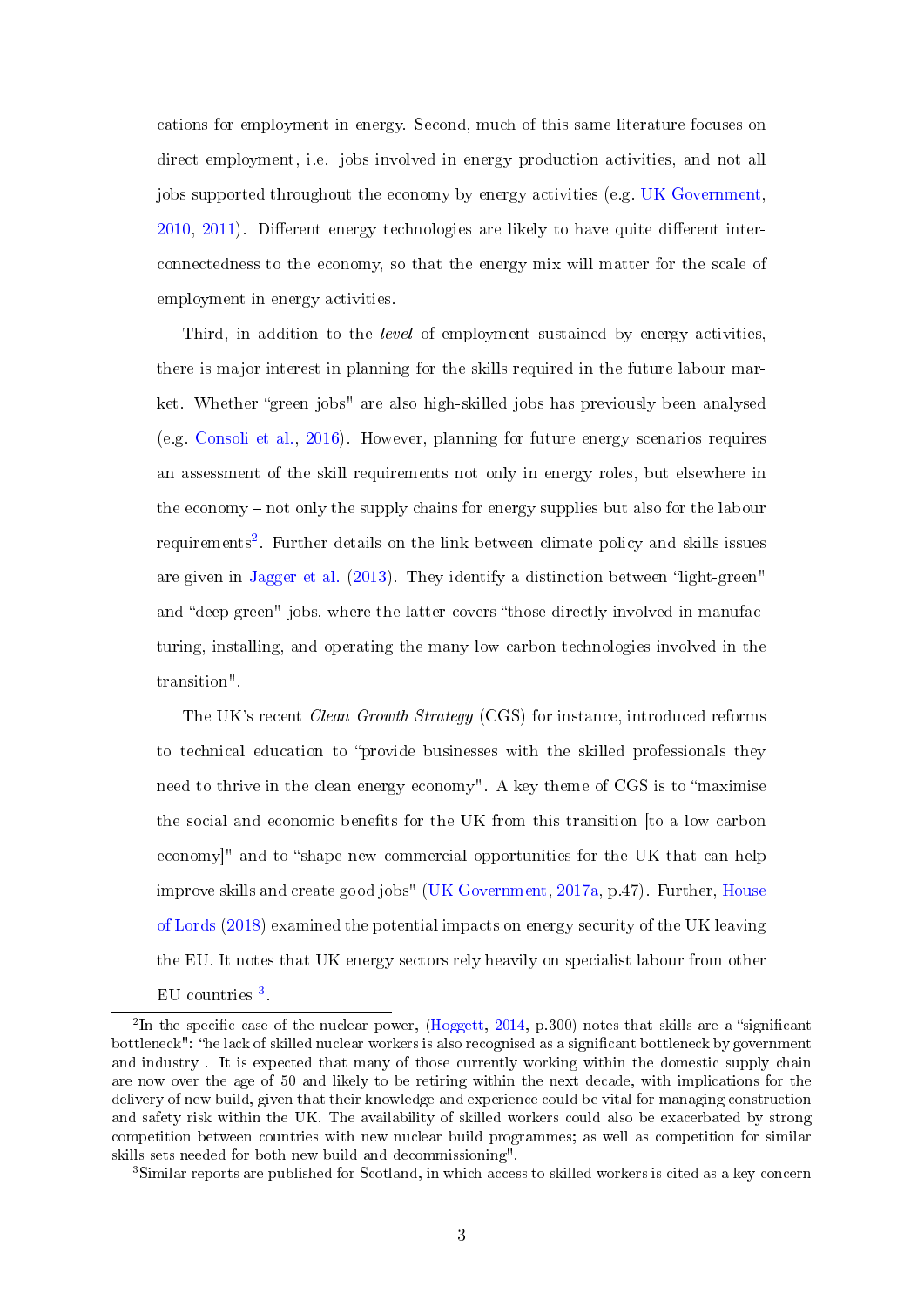cations for employment in energy. Second, much of this same literature focuses on direct employment, i.e. jobs involved in energy production activities, and not all jobs supported throughout the economy by energy activities (e.g. UK Government, 2010, 2011). Different energy technologies are likely to have quite different interconnectedness to the economy, so that the energy mix will matter for the scale of employment in energy activities.

Third, in addition to the *level* of employment sustained by energy activities, there is major interest in planning for the skills required in the future labour market. Whether "green jobs" are also high-skilled jobs has previously been analysed (e.g. Consoli et al., 2016). However, planning for future energy scenarios requires an assessment of the skill requirements not only in energy roles, but elsewhere in the economy – not only the supply chains for energy supplies but also for the labour requirements[2]. Further details on the link between climate policy and skills issues are given in Jagger et al. (2013). They identify a distinction between "light-green" and "deep-green" jobs, where the latter covers "those directly involved in manufacturing, installing, and operating the many low carbon technologies involved in the transition".

The UK's recent *Clean Growth Strategy* (CGS) for instance, introduced reforms to technical education to "provide businesses with the skilled professionals they need to thrive in the clean energy economy". A key theme of CGS is to "maximise the social and economic benefits for the UK from this transition [to a low carbon economy]" and to "shape new commercial opportunities for the UK that can help improve skills and create good jobs" (UK Government, 2017a, p.47). Further, House of Lords (2018) examined the potential impacts on energy security of the UK leaving the EU. It notes that UK energy sectors rely heavily on specialist labour from other EU countries [3].

[2]In the specific case of the nuclear power, (Hoggett, 2014, p.300) notes that skills are a "significant bottleneck": "he lack of skilled nuclear workers is also recognised as a significant bottleneck by government and industry . It is expected that many of those currently working within the domestic supply chain are now over the age of 50 and likely to be retiring within the next decade, with implications for the delivery of new build, given that their knowledge and experience could be vital for managing construction and safety risk within the UK. The availability of skilled workers could also be exacerbated by strong competition between countries with new nuclear build programmes; as well as competition for similar skills sets needed for both new build and decommissioning".

[3]Similar reports are published for Scotland, in which access to skilled workers is cited as a key concern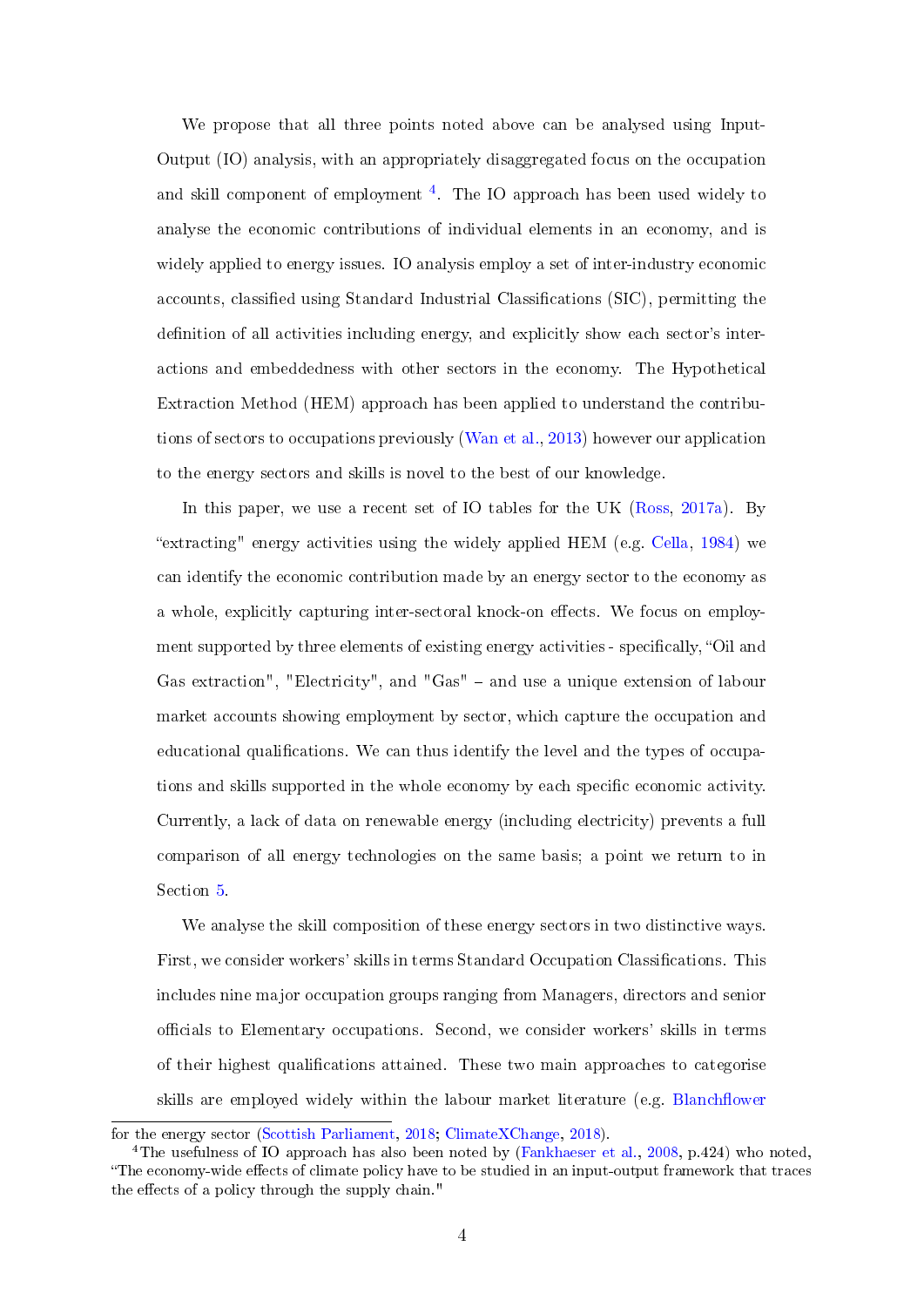We propose that all three points noted above can be analysed using Input-Output (IO) analysis, with an appropriately disaggregated focus on the occupation and skill component of employment [4]. The IO approach has been used widely to analyse the economic contributions of individual elements in an economy, and is widely applied to energy issues. IO analysis employ a set of inter-industry economic accounts, classified using Standard Industrial Classifications (SIC), permitting the definition of all activities including energy, and explicitly show each sector's interactions and embeddedness with other sectors in the economy. The Hypothetical Extraction Method (HEM) approach has been applied to understand the contributions of sectors to occupations previously (Wan et al., 2013) however our application to the energy sectors and skills is novel to the best of our knowledge.

In this paper, we use a recent set of IO tables for the UK (Ross, 2017a). By "extracting" energy activities using the widely applied HEM (e.g. Cella, 1984) we can identify the economic contribution made by an energy sector to the economy as a whole, explicitly capturing inter-sectoral knock-on effects. We focus on employment supported by three elements of existing energy activities - specifically, "Oil and Gas extraction", "Electricity", and "Gas" – and use a unique extension of labour market accounts showing employment by sector, which capture the occupation and educational qualifications. We can thus identify the level and the types of occupations and skills supported in the whole economy by each specific economic activity. Currently, a lack of data on renewable energy (including electricity) prevents a full comparison of all energy technologies on the same basis; a point we return to in Section 5.

We analyse the skill composition of these energy sectors in two distinctive ways. First, we consider workers' skills in terms Standard Occupation Classifications. This includes nine major occupation groups ranging from Managers, directors and senior officials to Elementary occupations. Second, we consider workers' skills in terms of their highest qualifications attained. These two main approaches to categorise skills are employed widely within the labour market literature (e.g. Blanchflower

for the energy sector (Scottish Parliament, 2018; ClimateXChange, 2018).

[4] The usefulness of IO approach has also been noted by (Fankhaeser et al., 2008, p.424) who noted, "The economy-wide effects of climate policy have to be studied in an input-output framework that traces the effects of a policy through the supply chain."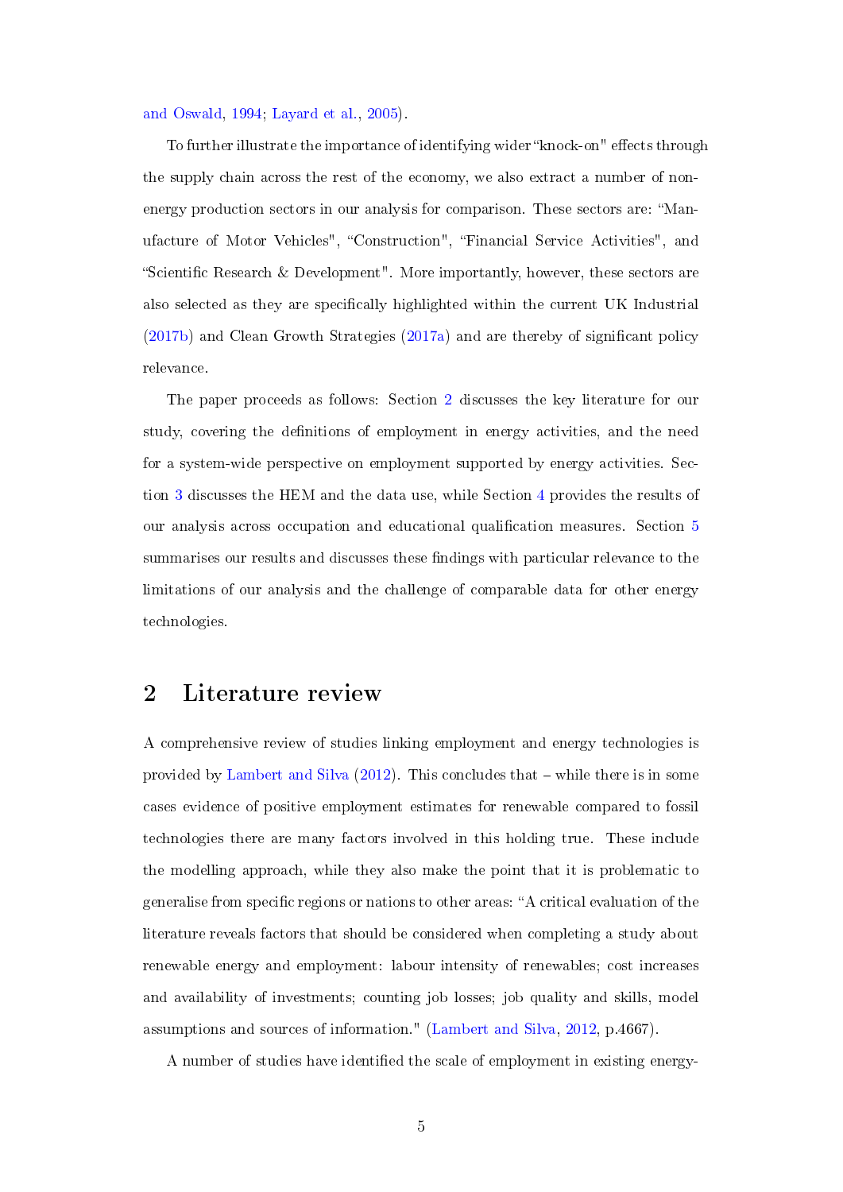and Oswald, 1994; Layard et al., 2005).

To further illustrate the importance of identifying wider "knock-on" effects through the supply chain across the rest of the economy, we also extract a number of non-energy production sectors in our analysis for comparison. These sectors are: "Manufacture of Motor Vehicles", "Construction", "Financial Service Activities", and "Scientific Research & Development". More importantly, however, these sectors are also selected as they are specifically highlighted within the current UK Industrial (2017b) and Clean Growth Strategies (2017a) and are thereby of significant policy relevance.

The paper proceeds as follows: Section 2 discusses the key literature for our study, covering the definitions of employment in energy activities, and the need for a system-wide perspective on employment supported by energy activities. Section 3 discusses the HEM and the data use, while Section 4 provides the results of our analysis across occupation and educational qualification measures. Section 5 summarises our results and discusses these findings with particular relevance to the limitations of our analysis and the challenge of comparable data for other energy technologies.

## 2 Literature review

A comprehensive review of studies linking employment and energy technologies is provided by Lambert and Silva (2012). This concludes that – while there is in some cases evidence of positive employment estimates for renewable compared to fossil technologies there are many factors involved in this holding true. These include the modelling approach, while they also make the point that it is problematic to generalise from specific regions or nations to other areas: "A critical evaluation of the literature reveals factors that should be considered when completing a study about renewable energy and employment: labour intensity of renewables; cost increases and availability of investments; counting job losses; job quality and skills, model assumptions and sources of information." (Lambert and Silva, 2012, p.4667).

A number of studies have identified the scale of employment in existing energy-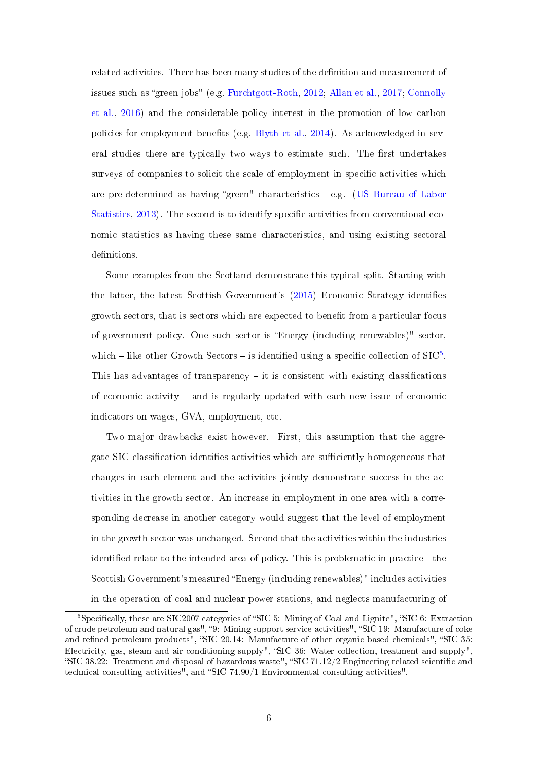related activities. There has been many studies of the definition and measurement of issues such as “green jobs" (e.g. Furchtgott-Roth, 2012; Allan et al., 2017; Connolly et al., 2016) and the considerable policy interest in the promotion of low carbon policies for employment benefits (e.g. Blyth et al., 2014). As acknowledged in several studies there are typically two ways to estimate such. The first undertakes surveys of companies to solicit the scale of employment in specific activities which are pre-determined as having “green" characteristics - e.g. (US Bureau of Labor Statistics, 2013). The second is to identify specific activities from conventional economic statistics as having these same characteristics, and using existing sectoral definitions.

Some examples from the Scotland demonstrate this typical split. Starting with the latter, the latest Scottish Government's (2015) Economic Strategy identifies growth sectors, that is sectors which are expected to benefit from a particular focus of government policy. One such sector is “Energy (including renewables)" sector, which – like other Growth Sectors – is identified using a specific collection of SIC[5]. This has advantages of transparency – it is consistent with existing classifications of economic activity – and is regularly updated with each new issue of economic indicators on wages, GVA, employment, etc.

Two major drawbacks exist however. First, this assumption that the aggregate SIC classification identifies activities which are sufficiently homogeneous that changes in each element and the activities jointly demonstrate success in the activities in the growth sector. An increase in employment in one area with a corresponding decrease in another category would suggest that the level of employment in the growth sector was unchanged. Second that the activities within the industries identified relate to the intended area of policy. This is problematic in practice - the Scottish Government's measured “Energy (including renewables)" includes activities in the operation of coal and nuclear power stations, and neglects manufacturing of

[5]Specifically, these are SIC2007 categories of “SIC 5: Mining of Coal and Lignite", “SIC 6: Extraction of crude petroleum and natural gas", “9: Mining support service activities", “SIC 19: Manufacture of coke and refined petroleum products", “SIC 20.14: Manufacture of other organic based chemicals", “SIC 35: Electricity, gas, steam and air conditioning supply", “SIC 36: Water collection, treatment and supply", “SIC 38.22: Treatment and disposal of hazardous waste", “SIC 71.12/2 Engineering related scientific and technical consulting activities", and “SIC 74.90/1 Environmental consulting activities".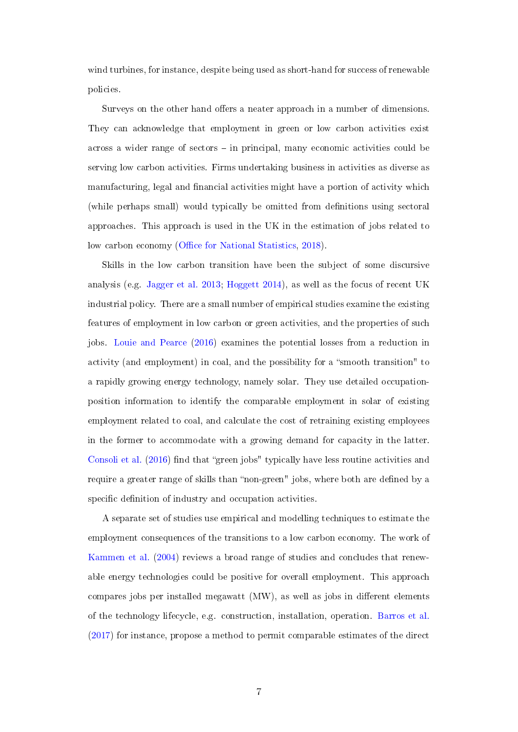wind turbines, for instance, despite being used as short-hand for success of renewable policies.

Surveys on the other hand offers a neater approach in a number of dimensions. They can acknowledge that employment in green or low carbon activities exist across a wider range of sectors – in principal, many economic activities could be serving low carbon activities. Firms undertaking business in activities as diverse as manufacturing, legal and financial activities might have a portion of activity which (while perhaps small) would typically be omitted from definitions using sectoral approaches. This approach is used in the UK in the estimation of jobs related to low carbon economy (Office for National Statistics, 2018).

Skills in the low carbon transition have been the subject of some discursive analysis (e.g. Jagger et al. 2013; Hoggett 2014), as well as the focus of recent UK industrial policy. There are a small number of empirical studies examine the existing features of employment in low carbon or green activities, and the properties of such jobs. Louie and Pearce (2016) examines the potential losses from a reduction in activity (and employment) in coal, and the possibility for a "smooth transition" to a rapidly growing energy technology, namely solar. They use detailed occupation-position information to identify the comparable employment in solar of existing employment related to coal, and calculate the cost of retraining existing employees in the former to accommodate with a growing demand for capacity in the latter. Consoli et al. (2016) find that "green jobs" typically have less routine activities and require a greater range of skills than "non-green" jobs, where both are defined by a specific definition of industry and occupation activities.

A separate set of studies use empirical and modelling techniques to estimate the employment consequences of the transitions to a low carbon economy. The work of Kammen et al. (2004) reviews a broad range of studies and concludes that renewable energy technologies could be positive for overall employment. This approach compares jobs per installed megawatt (MW), as well as jobs in different elements of the technology lifecycle, e.g. construction, installation, operation. Barros et al. (2017) for instance, propose a method to permit comparable estimates of the direct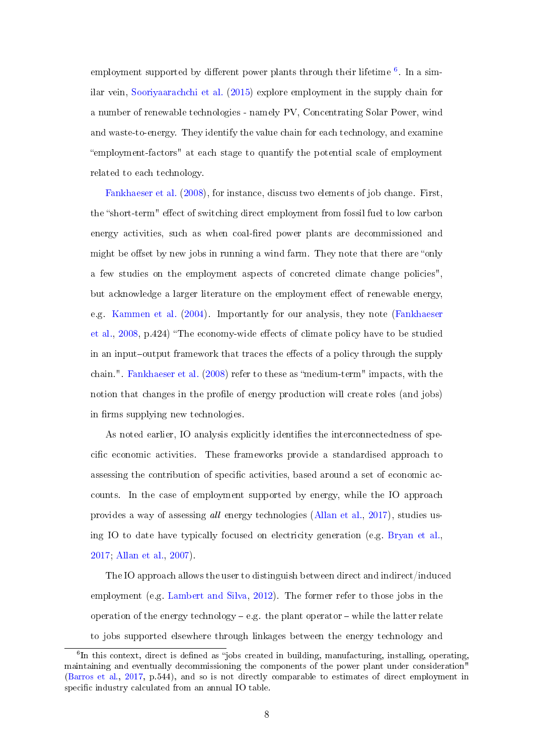employment supported by different power plants through their lifetime [6]. In a similar vein, Sooriyaarachchi et al. (2015) explore employment in the supply chain for a number of renewable technologies - namely PV, Concentrating Solar Power, wind and waste-to-energy. They identify the value chain for each technology, and examine "employment-factors" at each stage to quantify the potential scale of employment related to each technology.

Fankhaeser et al. (2008), for instance, discuss two elements of job change. First, the "short-term" effect of switching direct employment from fossil fuel to low carbon energy activities, such as when coal-fired power plants are decommissioned and might be offset by new jobs in running a wind farm. They note that there are "only a few studies on the employment aspects of concreted climate change policies", but acknowledge a larger literature on the employment effect of renewable energy, e.g. Kammen et al. (2004). Importantly for our analysis, they note (Fankhaeser et al., 2008, p.424) "The economy-wide effects of climate policy have to be studied in an input–output framework that traces the effects of a policy through the supply chain.". Fankhaeser et al. (2008) refer to these as "medium-term" impacts, with the notion that changes in the profile of energy production will create roles (and jobs) in firms supplying new technologies.

As noted earlier, IO analysis explicitly identifies the interconnectedness of specific economic activities. These frameworks provide a standardised approach to assessing the contribution of specific activities, based around a set of economic accounts. In the case of employment supported by energy, while the IO approach provides a way of assessing *all* energy technologies (Allan et al., 2017), studies using IO to date have typically focused on electricity generation (e.g. Bryan et al., 2017; Allan et al., 2007).

The IO approach allows the user to distinguish between direct and indirect/induced employment (e.g. Lambert and Silva, 2012). The former refer to those jobs in the operation of the energy technology – e.g. the plant operator – while the latter relate to jobs supported elsewhere through linkages between the energy technology and

[6] In this context, direct is defined as "jobs created in building, manufacturing, installing, operating, maintaining and eventually decommissioning the components of the power plant under consideration" (Barros et al., 2017, p.544), and so is not directly comparable to estimates of direct employment in specific industry calculated from an annual IO table.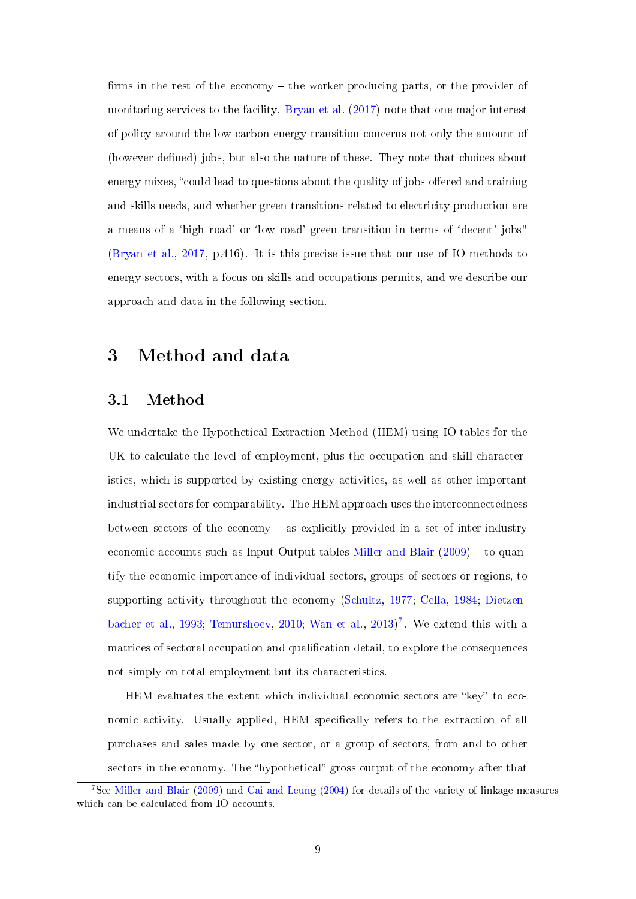firms in the rest of the economy – the worker producing parts, or the provider of monitoring services to the facility. Bryan et al. (2017) note that one major interest of policy around the low carbon energy transition concerns not only the amount of (however defined) jobs, but also the nature of these. They note that choices about energy mixes, "could lead to questions about the quality of jobs offered and training and skills needs, and whether green transitions related to electricity production are a means of a 'high road' or 'low road' green transition in terms of 'decent' jobs" (Bryan et al., 2017, p.416). It is this precise issue that our use of IO methods to energy sectors, with a focus on skills and occupations permits, and we describe our approach and data in the following section.

# 3 Method and data

## 3.1 Method

We undertake the Hypothetical Extraction Method (HEM) using IO tables for the UK to calculate the level of employment, plus the occupation and skill characteristics, which is supported by existing energy activities, as well as other important industrial sectors for comparability. The HEM approach uses the interconnectedness between sectors of the economy – as explicitly provided in a set of inter-industry economic accounts such as Input-Output tables Miller and Blair (2009) – to quantify the economic importance of individual sectors, groups of sectors or regions, to supporting activity throughout the economy (Schultz, 1977; Cella, 1984; Dietzenbacher et al., 1993; Temurshoev, 2010; Wan et al., 2013)[7]. We extend this with a matrices of sectoral occupation and qualification detail, to explore the consequences not simply on total employment but its characteristics.

HEM evaluates the extent which individual economic sectors are "key" to economic activity. Usually applied, HEM specifically refers to the extraction of all purchases and sales made by one sector, or a group of sectors, from and to other sectors in the economy. The "hypothetical" gross output of the economy after that

[7] See Miller and Blair (2009) and Cai and Leung (2004) for details of the variety of linkage measures which can be calculated from IO accounts.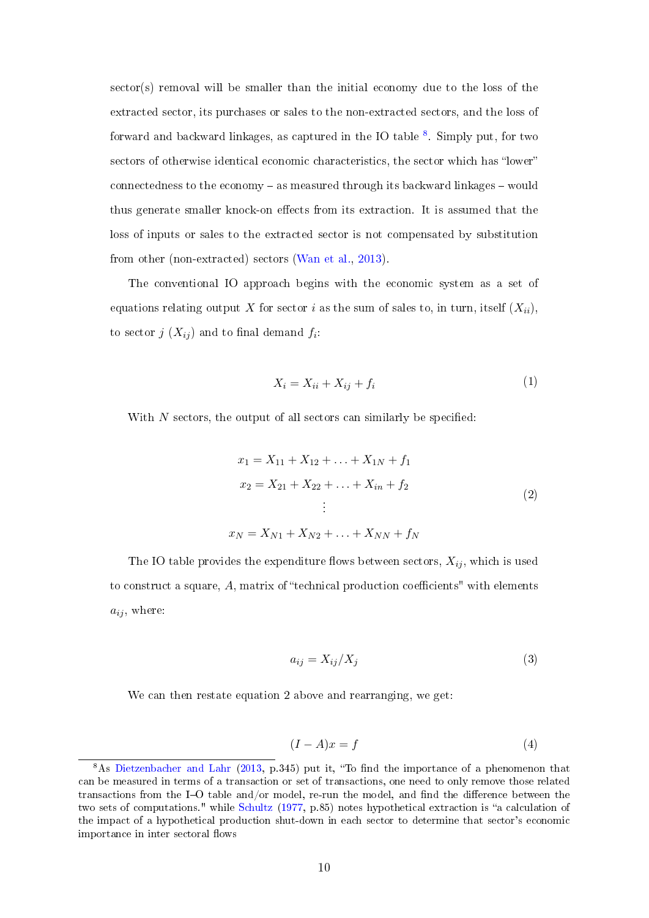sector(s) removal will be smaller than the initial economy due to the loss of the extracted sector, its purchases or sales to the non-extracted sectors, and the loss of forward and backward linkages, as captured in the IO table [8]. Simply put, for two sectors of otherwise identical economic characteristics, the sector which has "lower" connectedness to the economy – as measured through its backward linkages – would thus generate smaller knock-on effects from its extraction. It is assumed that the loss of inputs or sales to the extracted sector is not compensated by substitution from other (non-extracted) sectors (Wan et al., 2013).

The conventional IO approach begins with the economic system as a set of equations relating output $X$ for sector $i$ as the sum of sales to, in turn, itself ($X_{ii}$), to sector $j$ ($X_{ij}$) and to final demand $f_i$:

$$X_i = X_{ii} + X_{ij} + f_i \tag{1}$$

With $N$ sectors, the output of all sectors can similarly be specified:

$$\begin{gathered}
x_1 = X_{11} + X_{12} + \ldots + X_{1N} + f_1 \\
x_2 = X_{21} + X_{22} + \ldots + X_{in} + f_2 \\
\vdots \\
x_N = X_{N1} + X_{N2} + \ldots + X_{NN} + f_N
\end{gathered} \tag{2}$$

The IO table provides the expenditure flows between sectors, $X_{ij}$, which is used to construct a square, $A$, matrix of "technical production coefficients" with elements $a_{ij}$, where:

$$a_{ij} = X_{ij}/X_j \tag{3}$$

We can then restate equation 2 above and rearranging, we get:

$$(I - A)x = f \tag{4}$$

[8] As Dietzenbacher and Lahr (2013, p.345) put it, "To find the importance of a phenomenon that can be measured in terms of a transaction or set of transactions, one need to only remove those related transactions from the I–O table and/or model, re-run the model, and find the difference between the two sets of computations." while Schultz (1977, p.85) notes hypothetical extraction is "a calculation of the impact of a hypothetical production shut-down in each sector to determine that sector's economic importance in inter sectoral flows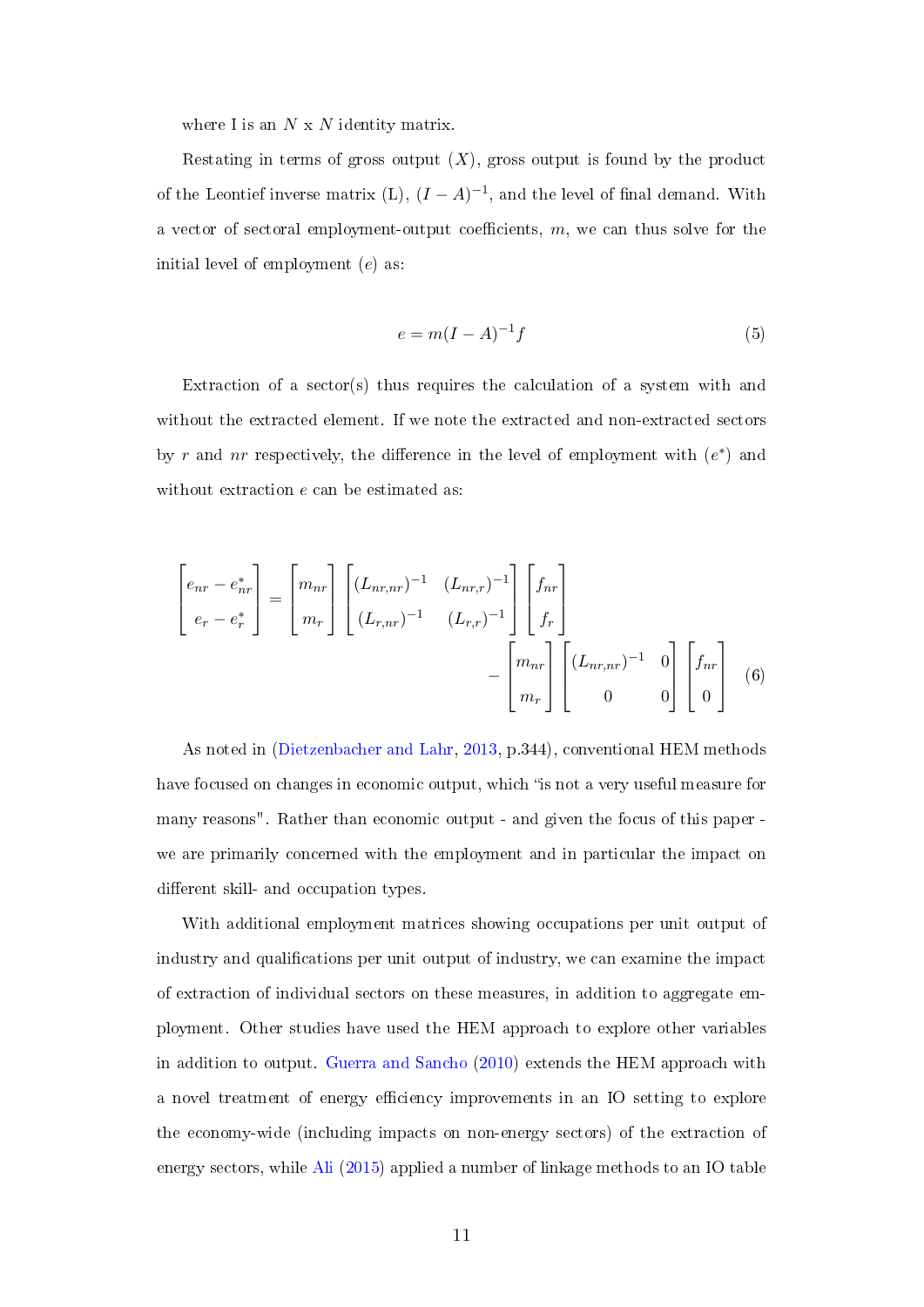where I is an $N$ x $N$ identity matrix.

Restating in terms of gross output $(X)$, gross output is found by the product of the Leontief inverse matrix (L), $(I-A)^{-1}$, and the level of final demand. With a vector of sectoral employment-output coefficients, $m$, we can thus solve for the initial level of employment $(e)$ as:

$$e = m(I-A)^{-1}f \tag{5}$$

Extraction of a sector(s) thus requires the calculation of a system with and without the extracted element. If we note the extracted and non-extracted sectors by $r$ and $nr$ respectively, the difference in the level of employment with $(e^{*})$ and without extraction $e$ can be estimated as:

$$\begin{bmatrix} e_{nr} - e^{*}_{nr} \\ e_r - e^{*}_r \end{bmatrix} = \begin{bmatrix} m_{nr} \\ m_r \end{bmatrix} \begin{bmatrix} (L_{nr,nr})^{-1} & (L_{nr,r})^{-1} \\ (L_{r,nr})^{-1} & (L_{r,r})^{-1} \end{bmatrix} \begin{bmatrix} f_{nr} \\ f_r \end{bmatrix} - \begin{bmatrix} m_{nr} \\ m_r \end{bmatrix} \begin{bmatrix} (L_{nr,nr})^{-1} & 0 \\ 0 & 0 \end{bmatrix} \begin{bmatrix} f_{nr} \\ 0 \end{bmatrix} \tag{6}$$

As noted in (Dietzenbacher and Lahr, 2013, p.344), conventional HEM methods have focused on changes in economic output, which "is not a very useful measure for many reasons". Rather than economic output - and given the focus of this paper - we are primarily concerned with the employment and in particular the impact on different skill- and occupation types.

With additional employment matrices showing occupations per unit output of industry and qualifications per unit output of industry, we can examine the impact of extraction of individual sectors on these measures, in addition to aggregate employment. Other studies have used the HEM approach to explore other variables in addition to output. Guerra and Sancho (2010) extends the HEM approach with a novel treatment of energy efficiency improvements in an IO setting to explore the economy-wide (including impacts on non-energy sectors) of the extraction of energy sectors, while Ali (2015) applied a number of linkage methods to an IO table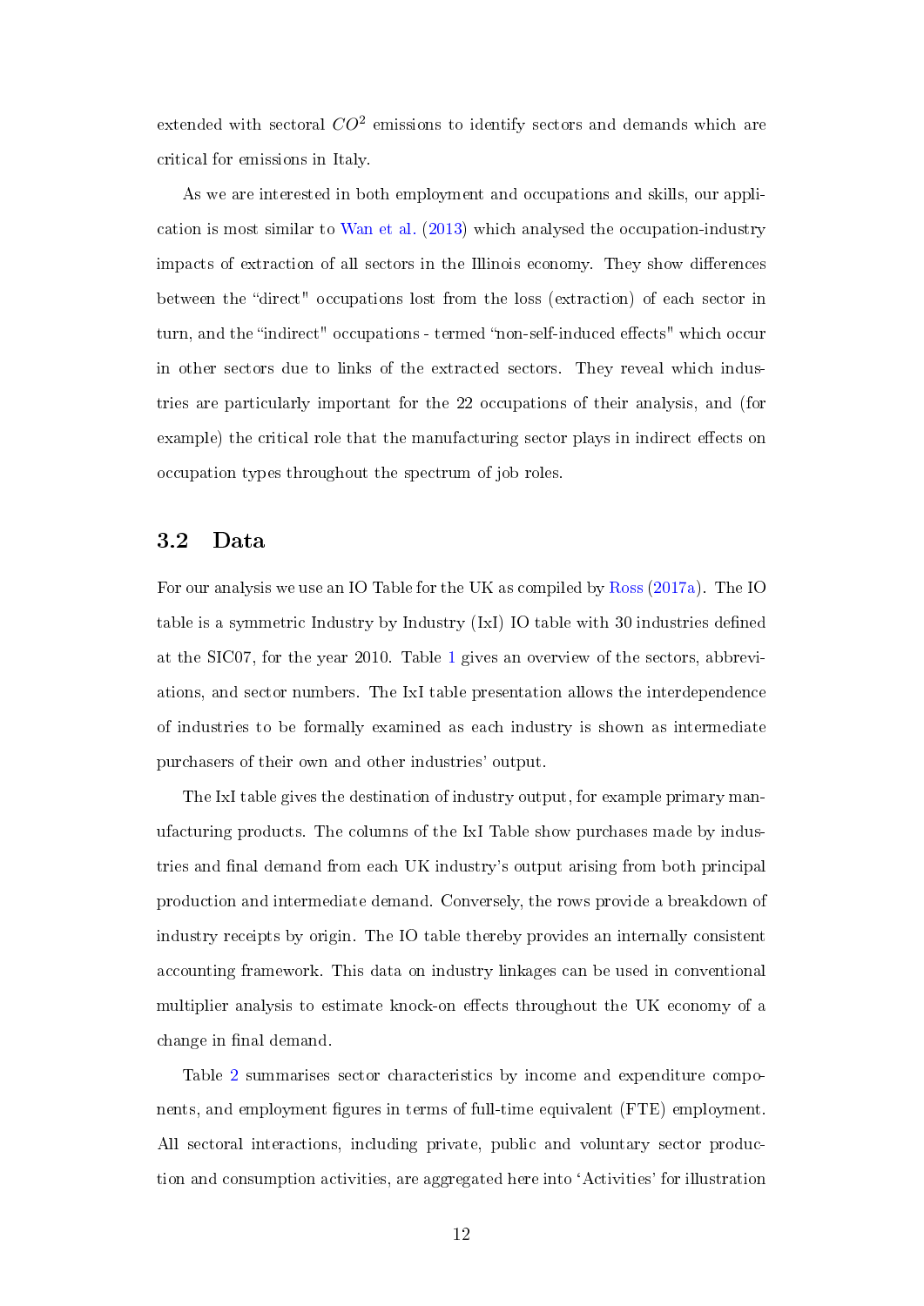extended with sectoral $CO^2$ emissions to identify sectors and demands which are critical for emissions in Italy.

As we are interested in both employment and occupations and skills, our application is most similar to Wan et al. (2013) which analysed the occupation-industry impacts of extraction of all sectors in the Illinois economy. They show differences between the "direct" occupations lost from the loss (extraction) of each sector in turn, and the "indirect" occupations - termed "non-self-induced effects" which occur in other sectors due to links of the extracted sectors. They reveal which industries are particularly important for the 22 occupations of their analysis, and (for example) the critical role that the manufacturing sector plays in indirect effects on occupation types throughout the spectrum of job roles.

## 3.2 Data

For our analysis we use an IO Table for the UK as compiled by Ross (2017a). The IO table is a symmetric Industry by Industry (IxI) IO table with 30 industries defined at the SIC07, for the year 2010. Table 1 gives an overview of the sectors, abbreviations, and sector numbers. The IxI table presentation allows the interdependence of industries to be formally examined as each industry is shown as intermediate purchasers of their own and other industries' output.

The IxI table gives the destination of industry output, for example primary manufacturing products. The columns of the IxI Table show purchases made by industries and final demand from each UK industry's output arising from both principal production and intermediate demand. Conversely, the rows provide a breakdown of industry receipts by origin. The IO table thereby provides an internally consistent accounting framework. This data on industry linkages can be used in conventional multiplier analysis to estimate knock-on effects throughout the UK economy of a change in final demand.

Table 2 summarises sector characteristics by income and expenditure components, and employment figures in terms of full-time equivalent (FTE) employment. All sectoral interactions, including private, public and voluntary sector production and consumption activities, are aggregated here into 'Activities' for illustration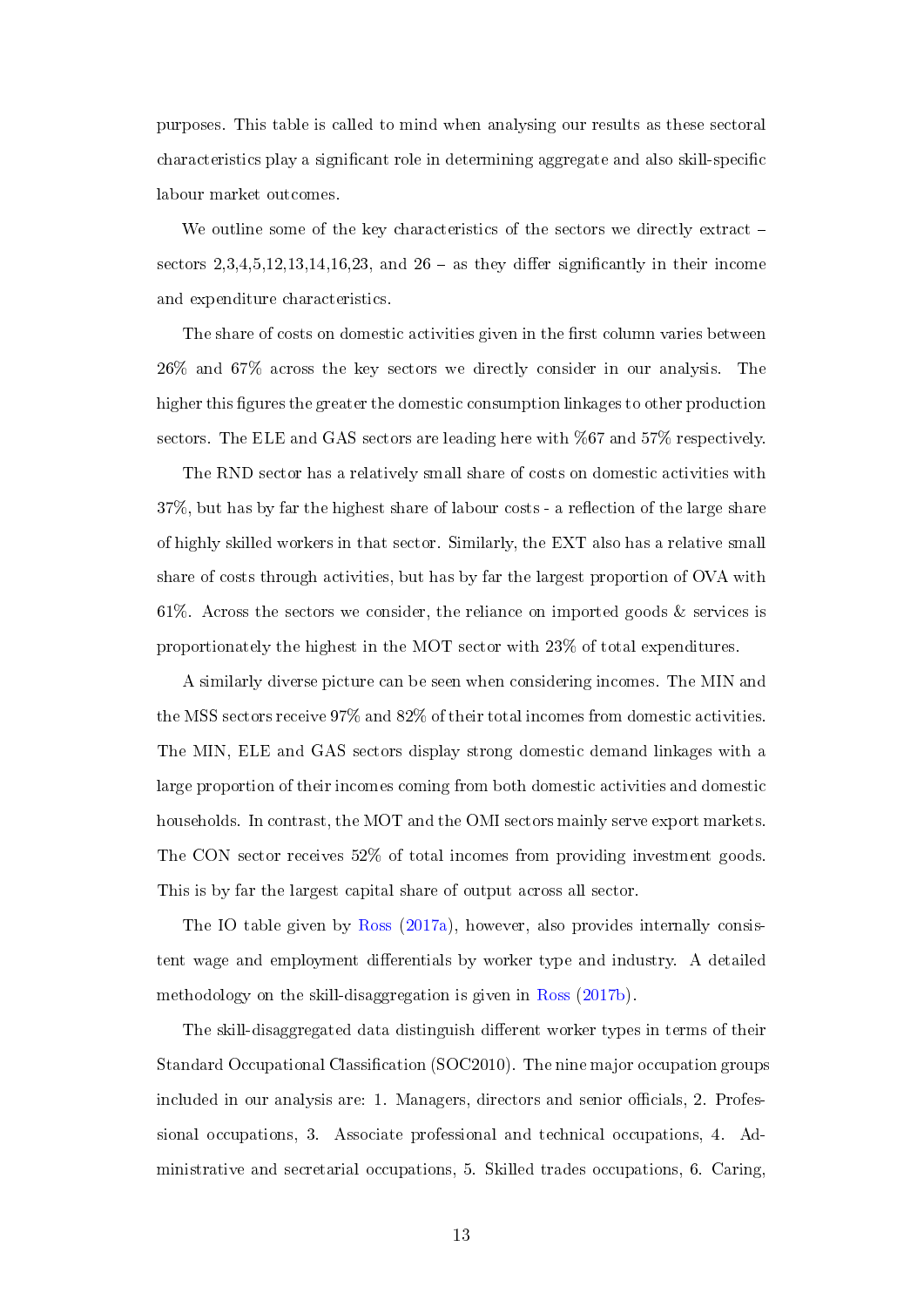purposes. This table is called to mind when analysing our results as these sectoral characteristics play a significant role in determining aggregate and also skill-specific labour market outcomes.

We outline some of the key characteristics of the sectors we directly extract – sectors 2,3,4,5,12,13,14,16,23, and 26 – as they differ significantly in their income and expenditure characteristics.

The share of costs on domestic activities given in the first column varies between 26% and 67% across the key sectors we directly consider in our analysis. The higher this figures the greater the domestic consumption linkages to other production sectors. The ELE and GAS sectors are leading here with %67 and 57% respectively.

The RND sector has a relatively small share of costs on domestic activities with 37%, but has by far the highest share of labour costs - a reflection of the large share of highly skilled workers in that sector. Similarly, the EXT also has a relative small share of costs through activities, but has by far the largest proportion of OVA with 61%. Across the sectors we consider, the reliance on imported goods & services is proportionately the highest in the MOT sector with 23% of total expenditures.

A similarly diverse picture can be seen when considering incomes. The MIN and the MSS sectors receive 97% and 82% of their total incomes from domestic activities. The MIN, ELE and GAS sectors display strong domestic demand linkages with a large proportion of their incomes coming from both domestic activities and domestic households. In contrast, the MOT and the OMI sectors mainly serve export markets. The CON sector receives 52% of total incomes from providing investment goods. This is by far the largest capital share of output across all sector.

The IO table given by Ross (2017a), however, also provides internally consistent wage and employment differentials by worker type and industry. A detailed methodology on the skill-disaggregation is given in Ross (2017b).

The skill-disaggregated data distinguish different worker types in terms of their Standard Occupational Classification (SOC2010). The nine major occupation groups included in our analysis are: 1. Managers, directors and senior officials, 2. Professional occupations, 3. Associate professional and technical occupations, 4. Administrative and secretarial occupations, 5. Skilled trades occupations, 6. Caring,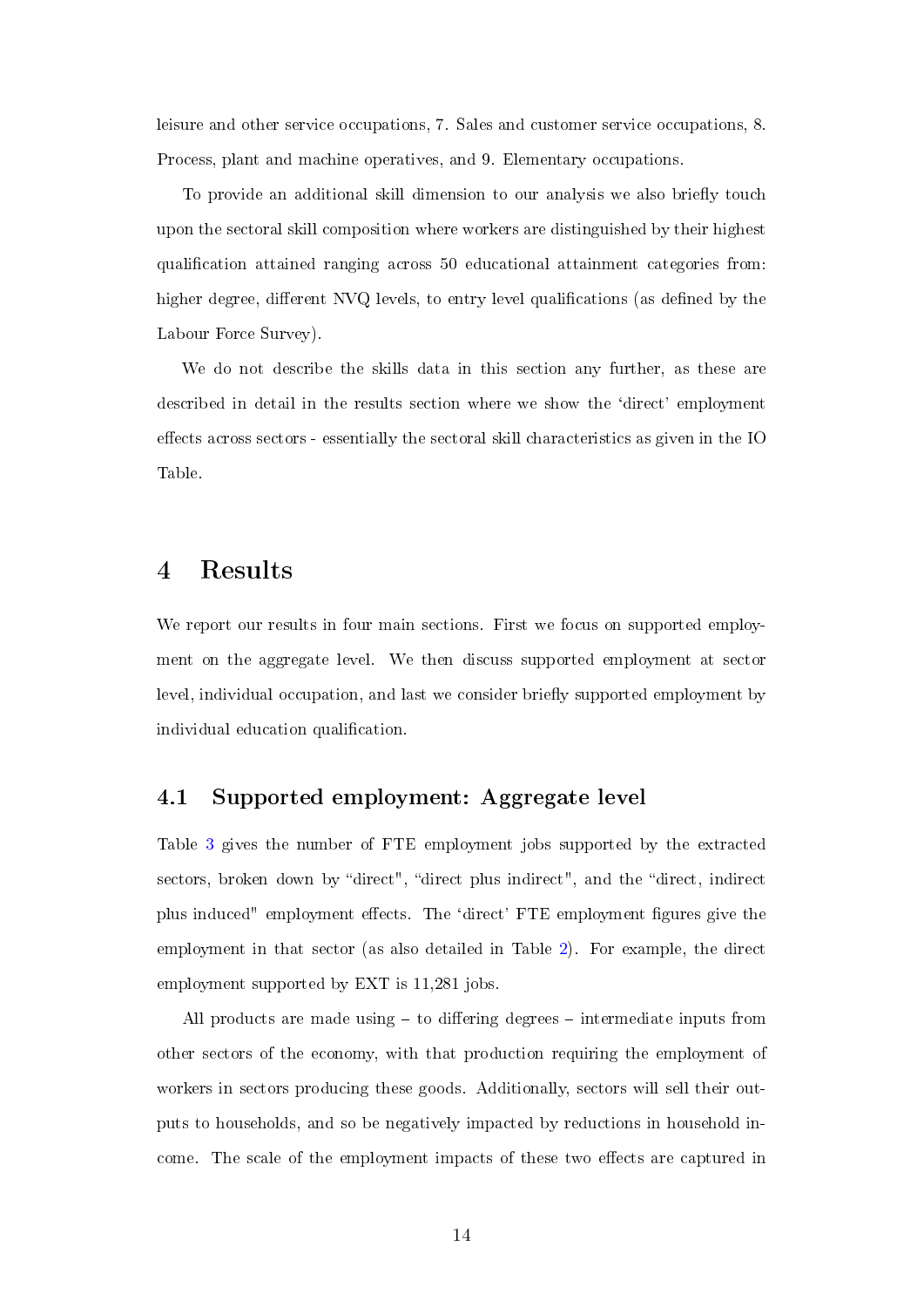leisure and other service occupations, 7. Sales and customer service occupations, 8. Process, plant and machine operatives, and 9. Elementary occupations.

To provide an additional skill dimension to our analysis we also briefly touch upon the sectoral skill composition where workers are distinguished by their highest qualification attained ranging across 50 educational attainment categories from: higher degree, different NVQ levels, to entry level qualifications (as defined by the Labour Force Survey).

We do not describe the skills data in this section any further, as these are described in detail in the results section where we show the 'direct' employment effects across sectors - essentially the sectoral skill characteristics as given in the IO Table.

# 4 Results

We report our results in four main sections. First we focus on supported employment on the aggregate level. We then discuss supported employment at sector level, individual occupation, and last we consider briefly supported employment by individual education qualification.

## 4.1 Supported employment: Aggregate level

Table 3 gives the number of FTE employment jobs supported by the extracted sectors, broken down by "direct", "direct plus indirect", and the "direct, indirect plus induced" employment effects. The 'direct' FTE employment figures give the employment in that sector (as also detailed in Table 2). For example, the direct employment supported by EXT is 11,281 jobs.

All products are made using – to differing degrees – intermediate inputs from other sectors of the economy, with that production requiring the employment of workers in sectors producing these goods. Additionally, sectors will sell their outputs to households, and so be negatively impacted by reductions in household income. The scale of the employment impacts of these two effects are captured in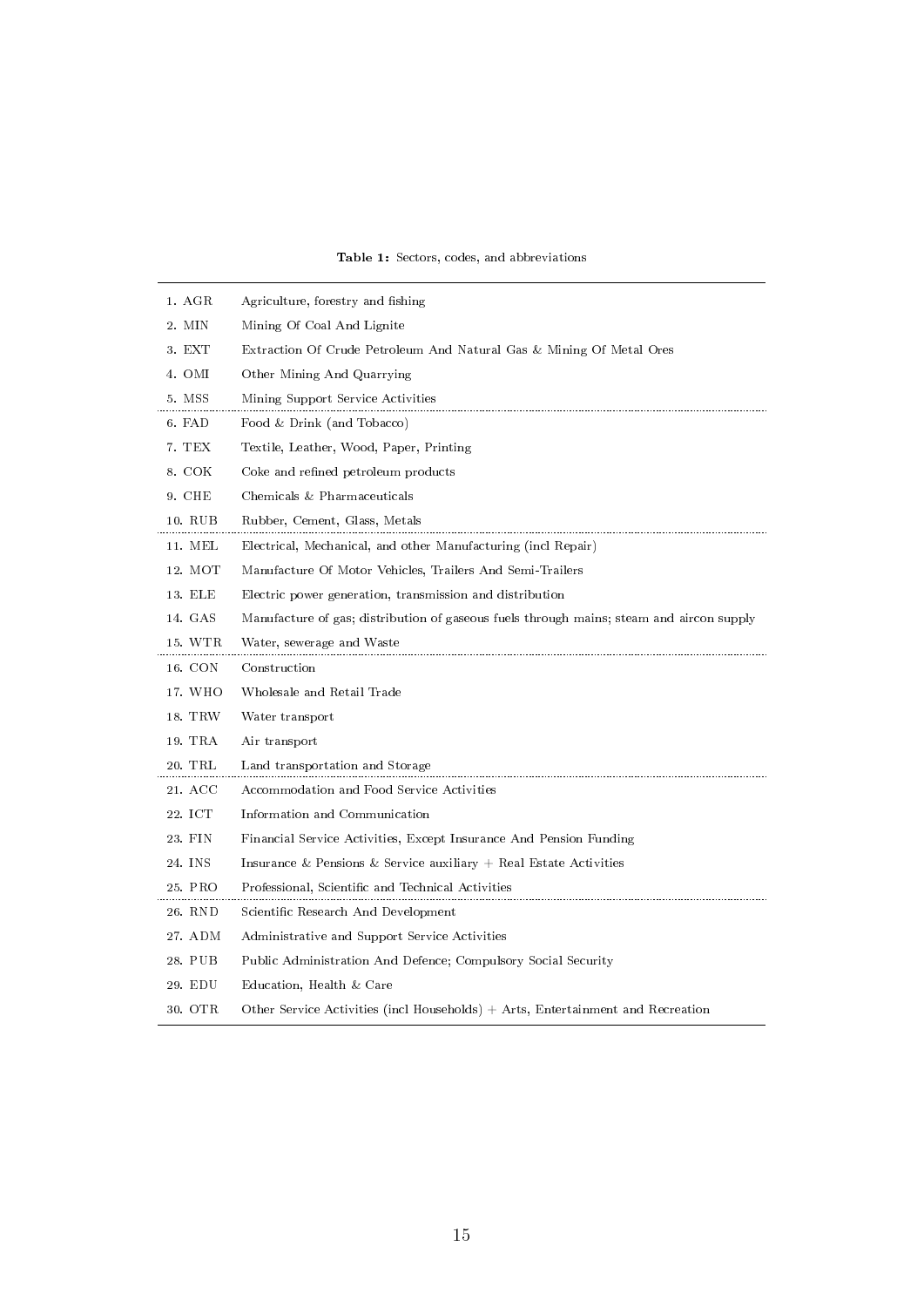**Table 1:** Sectors, codes, and abbreviations

| | |
|---|---|
| 1. AGR | Agriculture, forestry and fishing |
| 2. MIN | Mining Of Coal And Lignite |
| 3. EXT | Extraction Of Crude Petroleum And Natural Gas & Mining Of Metal Ores |
| 4. OMI | Other Mining And Quarrying |
| 5. MSS | Mining Support Service Activities |
| 6. FAD | Food & Drink (and Tobacco) |
| 7. TEX | Textile, Leather, Wood, Paper, Printing |
| 8. COK | Coke and refined petroleum products |
| 9. CHE | Chemicals & Pharmaceuticals |
| 10. RUB | Rubber, Cement, Glass, Metals |
| 11. MEL | Electrical, Mechanical, and other Manufacturing (incl Repair) |
| 12. MOT | Manufacture Of Motor Vehicles, Trailers And Semi-Trailers |
| 13. ELE | Electric power generation, transmission and distribution |
| 14. GAS | Manufacture of gas; distribution of gaseous fuels through mains; steam and aircon supply |
| 15. WTR | Water, sewerage and Waste |
| 16. CON | Construction |
| 17. WHO | Wholesale and Retail Trade |
| 18. TRW | Water transport |
| 19. TRA | Air transport |
| 20. TRL | Land transportation and Storage |
| 21. ACC | Accommodation and Food Service Activities |
| 22. ICT | Information and Communication |
| 23. FIN | Financial Service Activities, Except Insurance And Pension Funding |
| 24. INS | Insurance & Pensions & Service auxiliary + Real Estate Activities |
| 25. PRO | Professional, Scientific and Technical Activities |
| 26. RND | Scientific Research And Development |
| 27. ADM | Administrative and Support Service Activities |
| 28. PUB | Public Administration And Defence; Compulsory Social Security |
| 29. EDU | Education, Health & Care |
| 30. OTR | Other Service Activities (incl Households) + Arts, Entertainment and Recreation |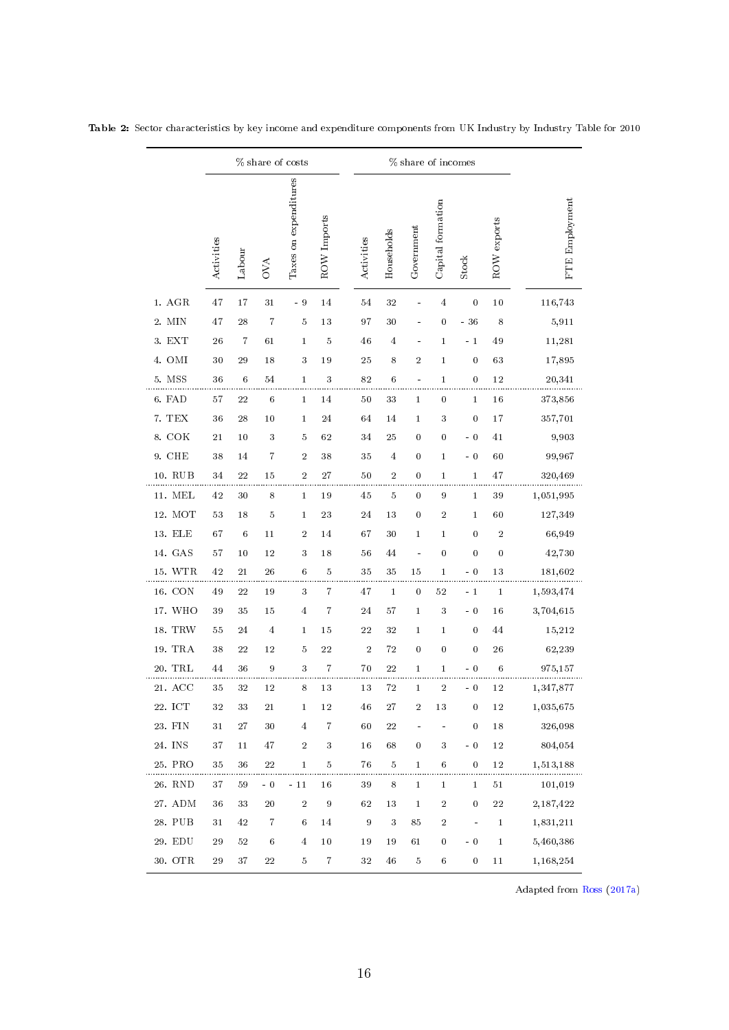**Table 2:** Sector characteristics by key income and expenditure components from UK Industry by Industry Table for 2010

| | % share of costs | | | | | % share of incomes | | | | | | |
|---|---|---|---|---|---|---|---|---|---|---|---|---|
| | Activities | Labour | OVA | Taxes on expenditures | ROW Imports | Activities | Households | Government | Capital formation | Stock | ROW exports | FTE Employment |
| 1. AGR | 47 | 17 | 31 | - 9 | 14 | 54 | 32 | - | 4 | 0 | 10 | 116,743 |
| 2. MIN | 47 | 28 | 7 | 5 | 13 | 97 | 30 | - | 0 | - 36 | 8 | 5,911 |
| 3. EXT | 26 | 7 | 61 | 1 | 5 | 46 | 4 | - | 1 | - 1 | 49 | 11,281 |
| 4. OMI | 30 | 29 | 18 | 3 | 19 | 25 | 8 | 2 | 1 | 0 | 63 | 17,895 |
| 5. MSS | 36 | 6 | 54 | 1 | 3 | 82 | 6 | - | 1 | 0 | 12 | 20,341 |
| 6. FAD | 57 | 22 | 6 | 1 | 14 | 50 | 33 | 1 | 0 | 1 | 16 | 373,856 |
| 7. TEX | 36 | 28 | 10 | 1 | 24 | 64 | 14 | 1 | 3 | 0 | 17 | 357,701 |
| 8. COK | 21 | 10 | 3 | 5 | 62 | 34 | 25 | 0 | 0 | - 0 | 41 | 9,903 |
| 9. CHE | 38 | 14 | 7 | 2 | 38 | 35 | 4 | 0 | 1 | - 0 | 60 | 99,967 |
| 10. RUB | 34 | 22 | 15 | 2 | 27 | 50 | 2 | 0 | 1 | 1 | 47 | 320,469 |
| 11. MEL | 42 | 30 | 8 | 1 | 19 | 45 | 5 | 0 | 9 | 1 | 39 | 1,051,995 |
| 12. MOT | 53 | 18 | 5 | 1 | 23 | 24 | 13 | 0 | 2 | 1 | 60 | 127,349 |
| 13. ELE | 67 | 6 | 11 | 2 | 14 | 67 | 30 | 1 | 1 | 0 | 2 | 66,949 |
| 14. GAS | 57 | 10 | 12 | 3 | 18 | 56 | 44 | - | 0 | 0 | 0 | 42,730 |
| 15. WTR | 42 | 21 | 26 | 6 | 5 | 35 | 35 | 15 | 1 | - 0 | 13 | 181,602 |
| 16. CON | 49 | 22 | 19 | 3 | 7 | 47 | 1 | 0 | 52 | - 1 | 1 | 1,593,474 |
| 17. WHO | 39 | 35 | 15 | 4 | 7 | 24 | 57 | 1 | 3 | - 0 | 16 | 3,704,615 |
| 18. TRW | 55 | 24 | 4 | 1 | 15 | 22 | 32 | 1 | 1 | 0 | 44 | 15,212 |
| 19. TRA | 38 | 22 | 12 | 5 | 22 | 2 | 72 | 0 | 0 | 0 | 26 | 62,239 |
| 20. TRL | 44 | 36 | 9 | 3 | 7 | 70 | 22 | 1 | 1 | - 0 | 6 | 975,157 |
| 21. ACC | 35 | 32 | 12 | 8 | 13 | 13 | 72 | 1 | 2 | - 0 | 12 | 1,347,877 |
| 22. ICT | 32 | 33 | 21 | 1 | 12 | 46 | 27 | 2 | 13 | 0 | 12 | 1,035,675 |
| 23. FIN | 31 | 27 | 30 | 4 | 7 | 60 | 22 | - | - | 0 | 18 | 326,098 |
| 24. INS | 37 | 11 | 47 | 2 | 3 | 16 | 68 | 0 | 3 | - 0 | 12 | 804,054 |
| 25. PRO | 35 | 36 | 22 | 1 | 5 | 76 | 5 | 1 | 6 | 0 | 12 | 1,513,188 |
| 26. RND | 37 | 59 | - 0 | - 11 | 16 | 39 | 8 | 1 | 1 | 1 | 51 | 101,019 |
| 27. ADM | 36 | 33 | 20 | 2 | 9 | 62 | 13 | 1 | 2 | 0 | 22 | 2,187,422 |
| 28. PUB | 31 | 42 | 7 | 6 | 14 | 9 | 3 | 85 | 2 | - | 1 | 1,831,211 |
| 29. EDU | 29 | 52 | 6 | 4 | 10 | 19 | 19 | 61 | 0 | - 0 | 1 | 5,460,386 |
| 30. OTR | 29 | 37 | 22 | 5 | 7 | 32 | 46 | 5 | 6 | 0 | 11 | 1,168,254 |

Adapted from Ross (2017a)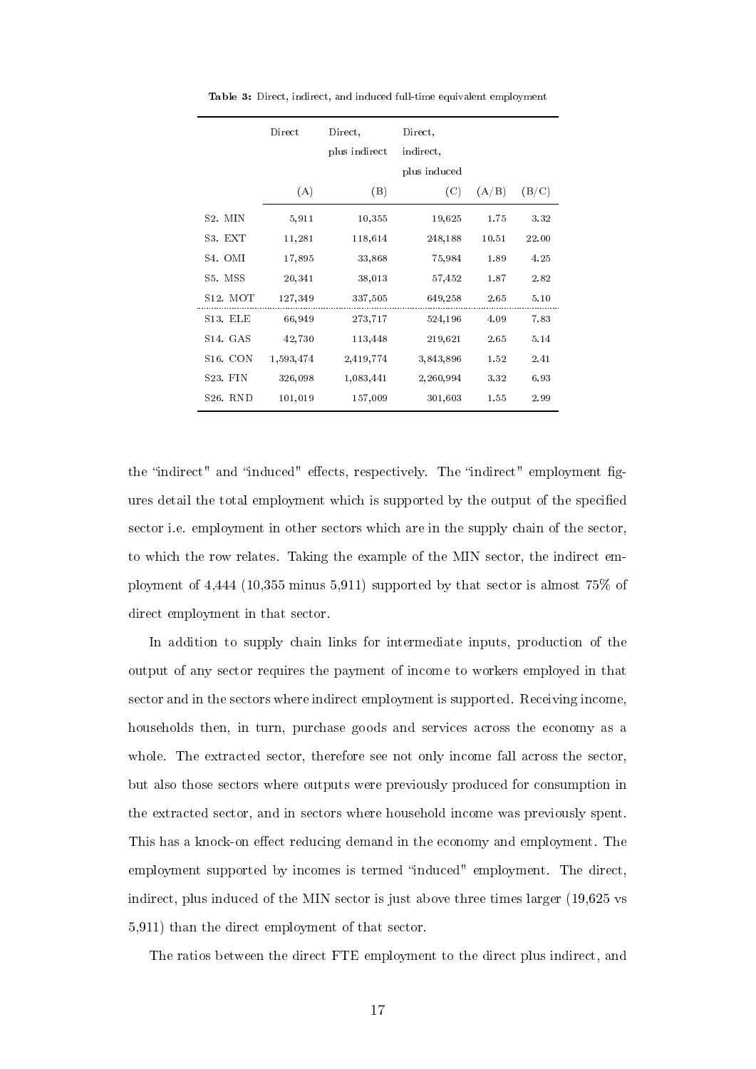**Table 3:** Direct, indirect, and induced full-time equivalent employment

| | Direct | Direct, plus indirect | Direct, indirect, plus induced | | |
|---|---|---|---|---|---|
| | (A) | (B) | (C) | (A/B) | (B/C) |
| S2. MIN | 5,911 | 10,355 | 19,625 | 1.75 | 3.32 |
| S3. EXT | 11,281 | 118,614 | 248,188 | 10.51 | 22.00 |
| S4. OMI | 17,895 | 33,868 | 75,984 | 1.89 | 4.25 |
| S5. MSS | 20,341 | 38,013 | 57,452 | 1.87 | 2.82 |
| S12. MOT | 127,349 | 337,505 | 649,258 | 2.65 | 5.10 |
| S13. ELE | 66,949 | 273,717 | 524,196 | 4.09 | 7.83 |
| S14. GAS | 42,730 | 113,448 | 219,621 | 2.65 | 5.14 |
| S16. CON | 1,593,474 | 2,419,774 | 3,843,896 | 1.52 | 2.41 |
| S23. FIN | 326,098 | 1,083,441 | 2,260,994 | 3.32 | 6.93 |
| S26. RND | 101,019 | 157,009 | 301,603 | 1.55 | 2.99 |

the "indirect" and "induced" effects, respectively. The "indirect" employment figures detail the total employment which is supported by the output of the specified sector i.e. employment in other sectors which are in the supply chain of the sector, to which the row relates. Taking the example of the MIN sector, the indirect employment of 4,444 (10,355 minus 5,911) supported by that sector is almost 75% of direct employment in that sector.

In addition to supply chain links for intermediate inputs, production of the output of any sector requires the payment of income to workers employed in that sector and in the sectors where indirect employment is supported. Receiving income, households then, in turn, purchase goods and services across the economy as a whole. The extracted sector, therefore see not only income fall across the sector, but also those sectors where outputs were previously produced for consumption in the extracted sector, and in sectors where household income was previously spent. This has a knock-on effect reducing demand in the economy and employment. The employment supported by incomes is termed "induced" employment. The direct, indirect, plus induced of the MIN sector is just above three times larger (19,625 vs 5,911) than the direct employment of that sector.

The ratios between the direct FTE employment to the direct plus indirect, and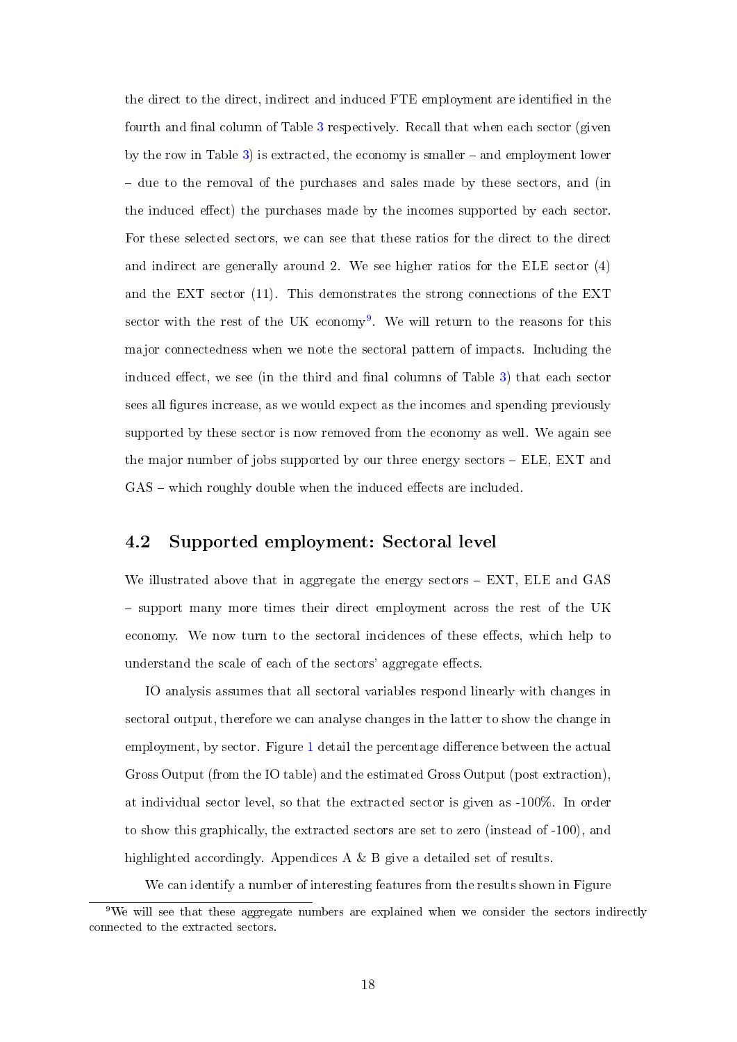the direct to the direct, indirect and induced FTE employment are identified in the fourth and final column of Table 3 respectively. Recall that when each sector (given by the row in Table 3) is extracted, the economy is smaller – and employment lower – due to the removal of the purchases and sales made by these sectors, and (in the induced effect) the purchases made by the incomes supported by each sector. For these selected sectors, we can see that these ratios for the direct to the direct and indirect are generally around 2. We see higher ratios for the ELE sector (4) and the EXT sector (11). This demonstrates the strong connections of the EXT sector with the rest of the UK economy[9]. We will return to the reasons for this major connectedness when we note the sectoral pattern of impacts. Including the induced effect, we see (in the third and final columns of Table 3) that each sector sees all figures increase, as we would expect as the incomes and spending previously supported by these sector is now removed from the economy as well. We again see the major number of jobs supported by our three energy sectors – ELE, EXT and GAS – which roughly double when the induced effects are included.

## 4.2 Supported employment: Sectoral level

We illustrated above that in aggregate the energy sectors – EXT, ELE and GAS – support many more times their direct employment across the rest of the UK economy. We now turn to the sectoral incidences of these effects, which help to understand the scale of each of the sectors' aggregate effects.

IO analysis assumes that all sectoral variables respond linearly with changes in sectoral output, therefore we can analyse changes in the latter to show the change in employment, by sector. Figure 1 detail the percentage difference between the actual Gross Output (from the IO table) and the estimated Gross Output (post extraction), at individual sector level, so that the extracted sector is given as -100%. In order to show this graphically, the extracted sectors are set to zero (instead of -100), and highlighted accordingly. Appendices A & B give a detailed set of results.

We can identify a number of interesting features from the results shown in Figure

[9] We will see that these aggregate numbers are explained when we consider the sectors indirectly connected to the extracted sectors.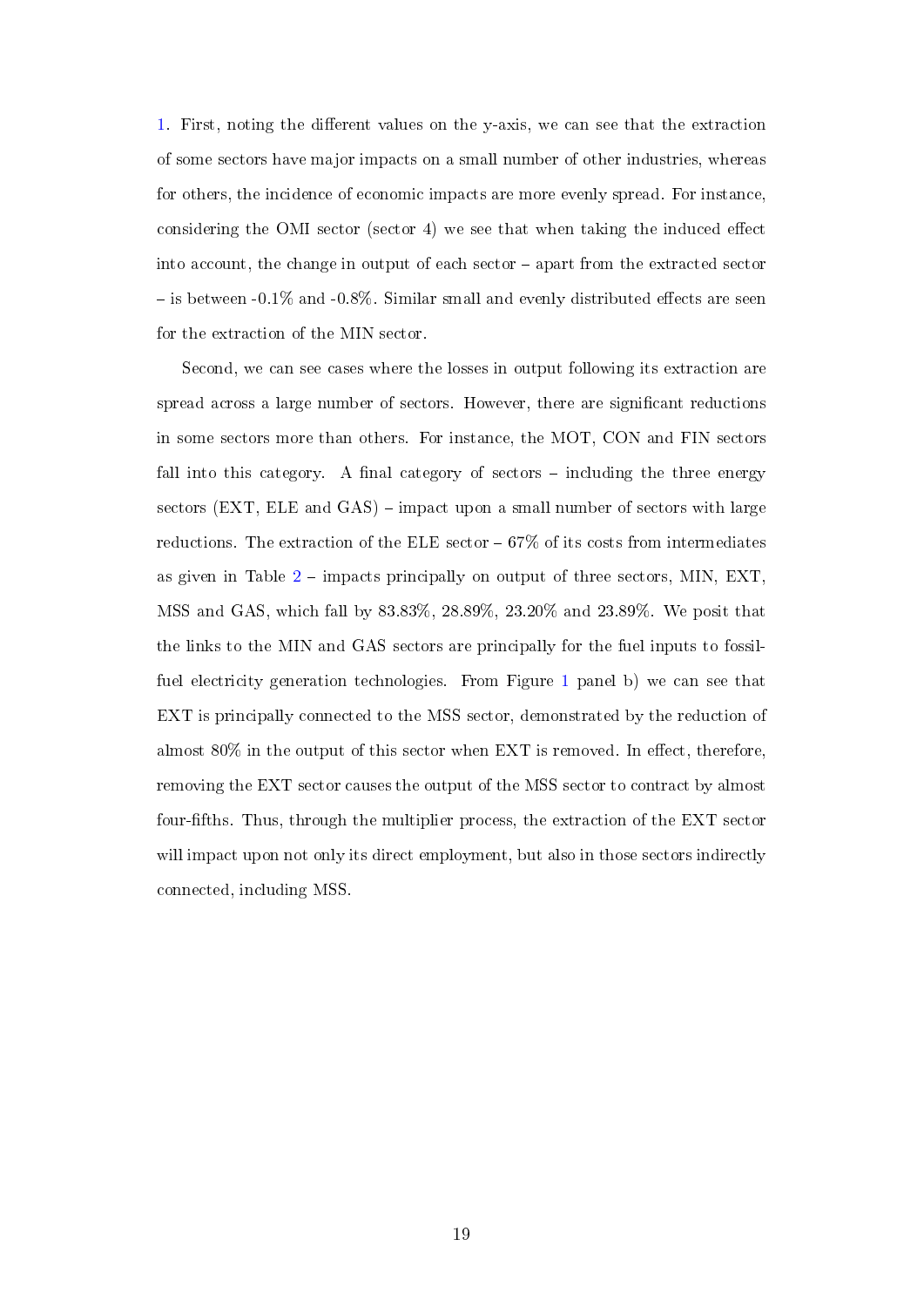1. First, noting the different values on the y-axis, we can see that the extraction of some sectors have major impacts on a small number of other industries, whereas for others, the incidence of economic impacts are more evenly spread. For instance, considering the OMI sector (sector 4) we see that when taking the induced effect into account, the change in output of each sector – apart from the extracted sector – is between -0.1% and -0.8%. Similar small and evenly distributed effects are seen for the extraction of the MIN sector.

Second, we can see cases where the losses in output following its extraction are spread across a large number of sectors. However, there are significant reductions in some sectors more than others. For instance, the MOT, CON and FIN sectors fall into this category. A final category of sectors – including the three energy sectors (EXT, ELE and GAS) – impact upon a small number of sectors with large reductions. The extraction of the ELE sector – 67% of its costs from intermediates as given in Table 2 – impacts principally on output of three sectors, MIN, EXT, MSS and GAS, which fall by 83.83%, 28.89%, 23.20% and 23.89%. We posit that the links to the MIN and GAS sectors are principally for the fuel inputs to fossil-fuel electricity generation technologies. From Figure 1 panel b) we can see that EXT is principally connected to the MSS sector, demonstrated by the reduction of almost 80% in the output of this sector when EXT is removed. In effect, therefore, removing the EXT sector causes the output of the MSS sector to contract by almost four-fifths. Thus, through the multiplier process, the extraction of the EXT sector will impact upon not only its direct employment, but also in those sectors indirectly connected, including MSS.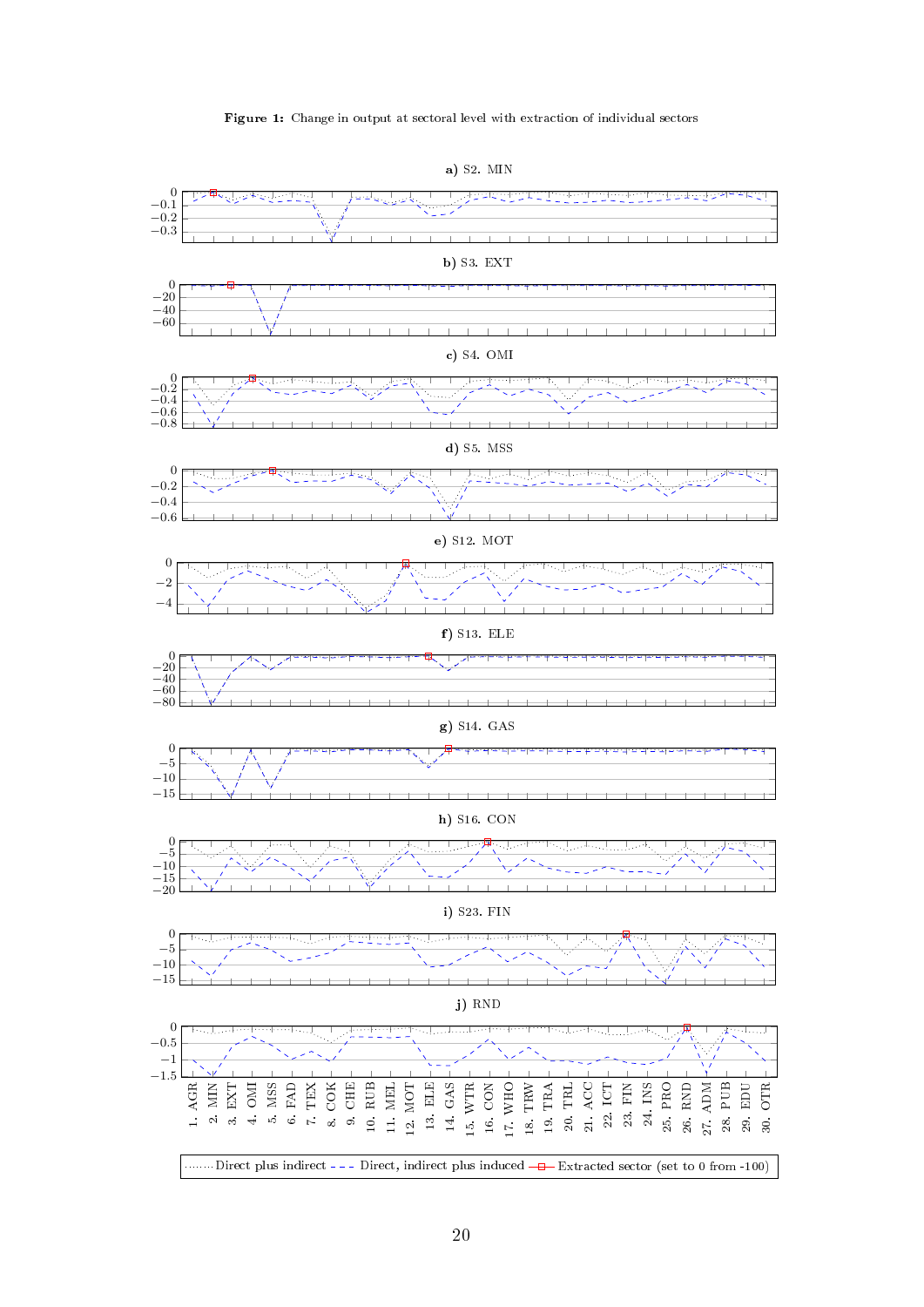**Figure 1:** Change in output at sectoral level with extraction of individual sectors

**a)** S2. MIN

**b)** S3. EXT

**c)** S4. OMI

**d)** S5. MSS

**e)** S12. MOT

**f)** S13. ELE

**g)** S14. GAS

**h)** S16. CON

**i)** S23. FIN

**j)** RND

1. AGR 2. MIN 3. EXT 4. OMI 5. MSS 6. FAD 7. TEX 8. COK 9. CHE 10. RUB 11. MEL 12. MOT 13. ELE 14. GAS 15. WTR 16. CON 17. WHO 18. TRW 19. TRA 20. TRL 21. ACC 22. ICT 23. FIN 24. INS 25. PRO 26. RND 27. ADM 28. PUB 29. EDU 30. OTR

Direct plus indirect — Direct, indirect plus induced — Extracted sector (set to 0 from -100)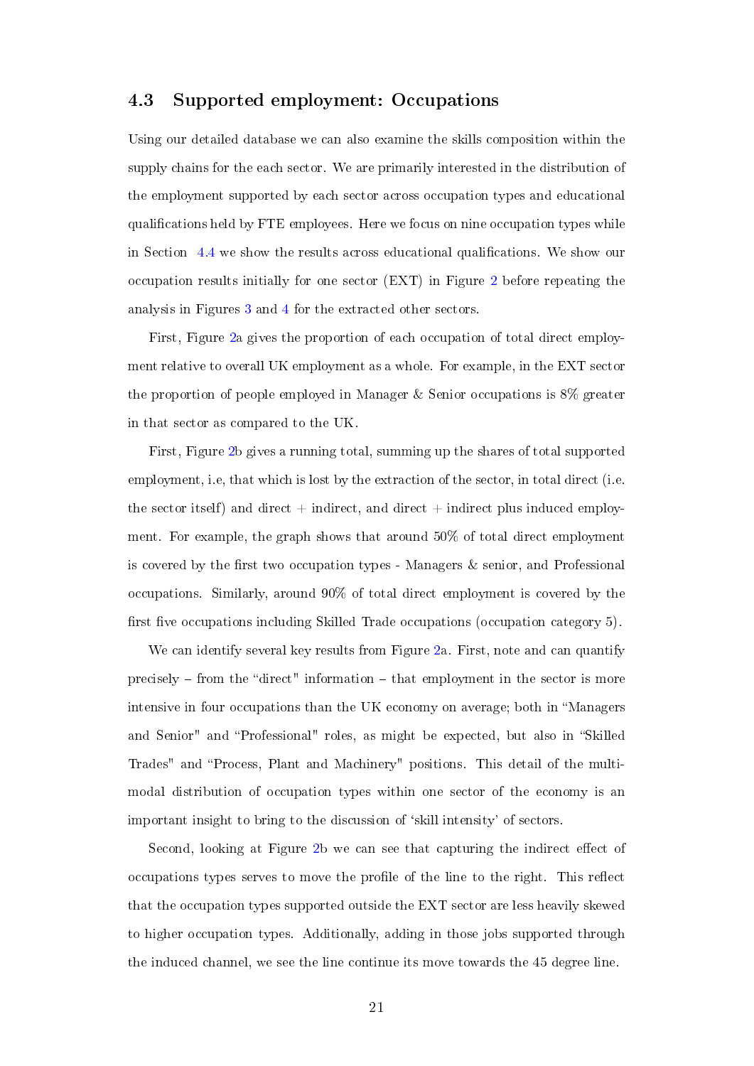### 4.3 Supported employment: Occupations

Using our detailed database we can also examine the skills composition within the supply chains for the each sector. We are primarily interested in the distribution of the employment supported by each sector across occupation types and educational qualifications held by FTE employees. Here we focus on nine occupation types while in Section 4.4 we show the results across educational qualifications. We show our occupation results initially for one sector (EXT) in Figure 2 before repeating the analysis in Figures 3 and 4 for the extracted other sectors.

First, Figure 2a gives the proportion of each occupation of total direct employment relative to overall UK employment as a whole. For example, in the EXT sector the proportion of people employed in Manager & Senior occupations is 8% greater in that sector as compared to the UK.

First, Figure 2b gives a running total, summing up the shares of total supported employment, i.e, that which is lost by the extraction of the sector, in total direct (i.e. the sector itself) and direct + indirect, and direct + indirect plus induced employment. For example, the graph shows that around 50% of total direct employment is covered by the first two occupation types - Managers & senior, and Professional occupations. Similarly, around 90% of total direct employment is covered by the first five occupations including Skilled Trade occupations (occupation category 5).

We can identify several key results from Figure 2a. First, note and can quantify precisely – from the "direct" information – that employment in the sector is more intensive in four occupations than the UK economy on average; both in "Managers and Senior" and "Professional" roles, as might be expected, but also in "Skilled Trades" and "Process, Plant and Machinery" positions. This detail of the multi-modal distribution of occupation types within one sector of the economy is an important insight to bring to the discussion of 'skill intensity' of sectors.

Second, looking at Figure 2b we can see that capturing the indirect effect of occupations types serves to move the profile of the line to the right. This reflect that the occupation types supported outside the EXT sector are less heavily skewed to higher occupation types. Additionally, adding in those jobs supported through the induced channel, we see the line continue its move towards the 45 degree line.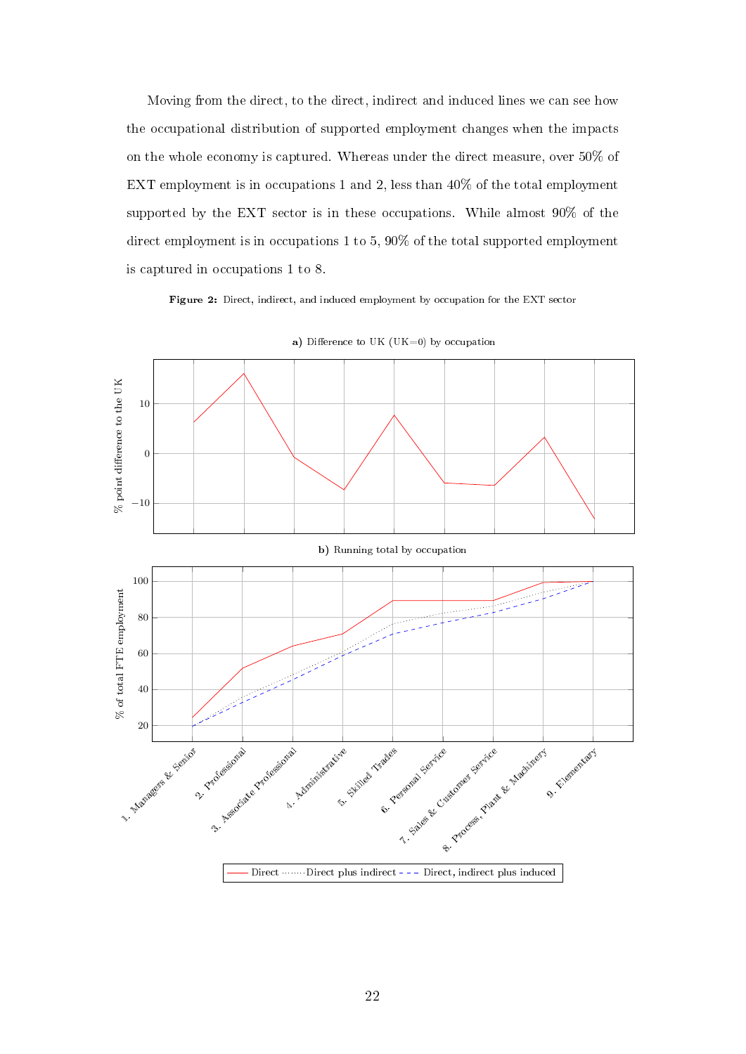Moving from the direct, to the direct, indirect and induced lines we can see how the occupational distribution of supported employment changes when the impacts on the whole economy is captured. Whereas under the direct measure, over 50% of EXT employment is in occupations 1 and 2, less than 40% of the total employment supported by the EXT sector is in these occupations. While almost 90% of the direct employment is in occupations 1 to 5, 90% of the total supported employment is captured in occupations 1 to 8.

**Figure 2:** Direct, indirect, and induced employment by occupation for the EXT sector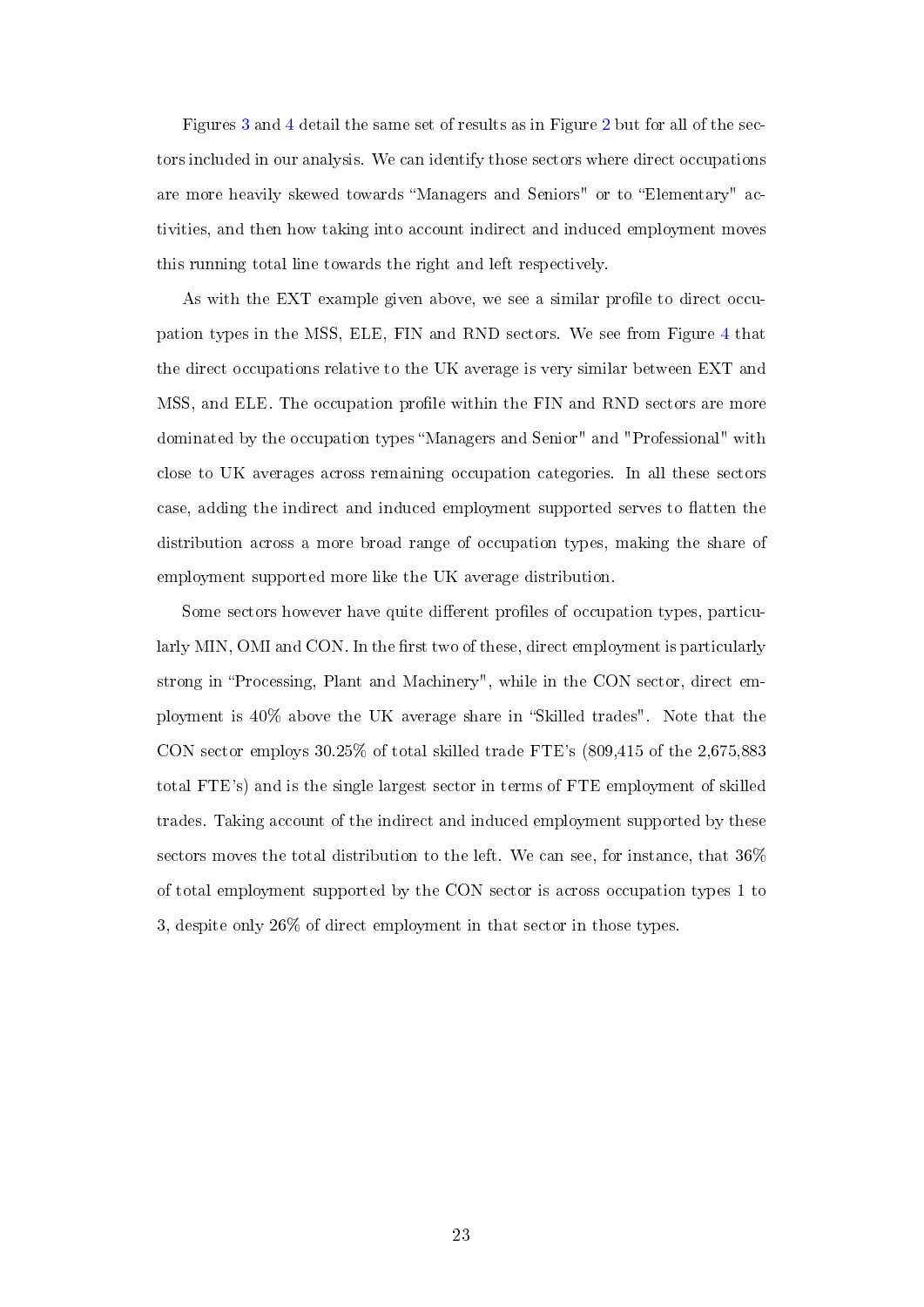Figures 3 and 4 detail the same set of results as in Figure 2 but for all of the sectors included in our analysis. We can identify those sectors where direct occupations are more heavily skewed towards "Managers and Seniors" or to "Elementary" activities, and then how taking into account indirect and induced employment moves this running total line towards the right and left respectively.

As with the EXT example given above, we see a similar profile to direct occupation types in the MSS, ELE, FIN and RND sectors. We see from Figure 4 that the direct occupations relative to the UK average is very similar between EXT and MSS, and ELE. The occupation profile within the FIN and RND sectors are more dominated by the occupation types "Managers and Senior" and "Professional" with close to UK averages across remaining occupation categories. In all these sectors case, adding the indirect and induced employment supported serves to flatten the distribution across a more broad range of occupation types, making the share of employment supported more like the UK average distribution.

Some sectors however have quite different profiles of occupation types, particularly MIN, OMI and CON. In the first two of these, direct employment is particularly strong in "Processing, Plant and Machinery", while in the CON sector, direct employment is 40% above the UK average share in "Skilled trades". Note that the CON sector employs 30.25% of total skilled trade FTE's (809,415 of the 2,675,883 total FTE's) and is the single largest sector in terms of FTE employment of skilled trades. Taking account of the indirect and induced employment supported by these sectors moves the total distribution to the left. We can see, for instance, that 36% of total employment supported by the CON sector is across occupation types 1 to 3, despite only 26% of direct employment in that sector in those types.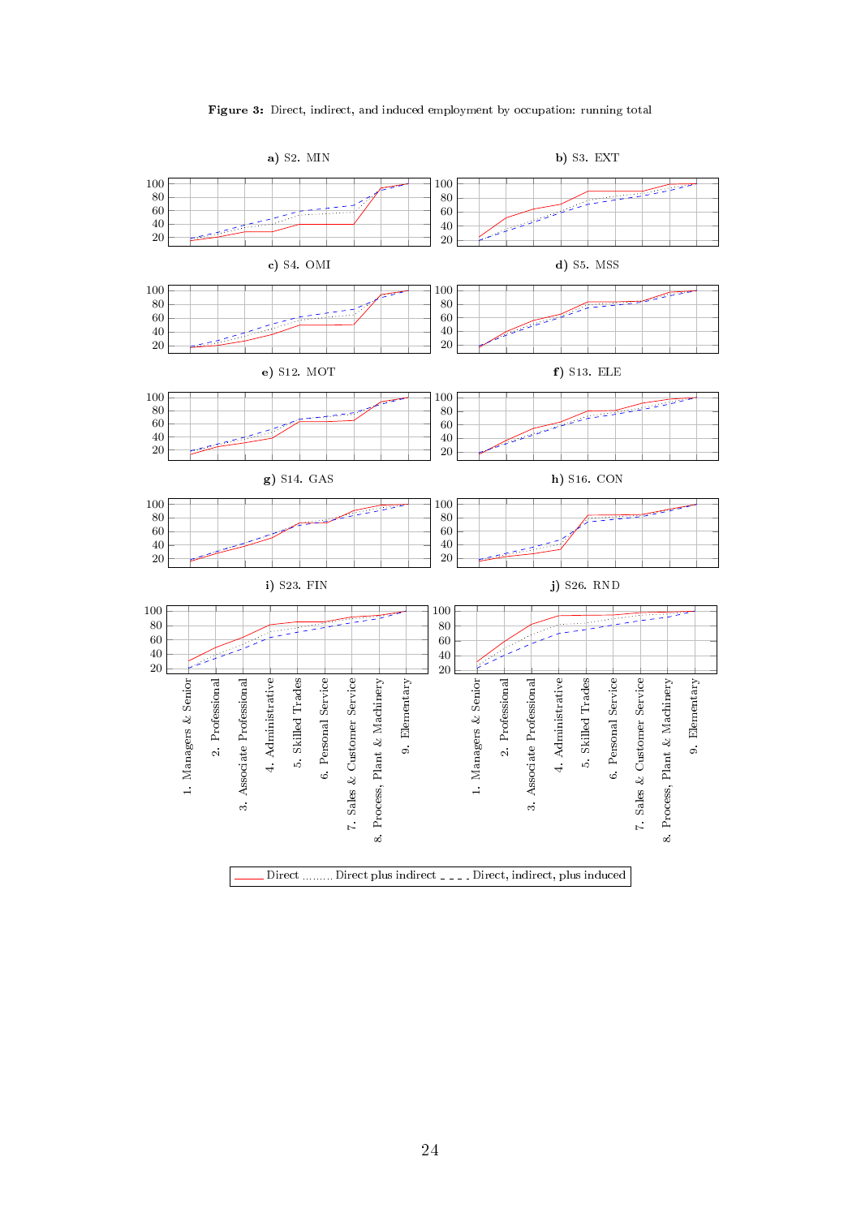**Figure 3:** Direct, indirect, and induced employment by occupation: running total

**a)** S2. MIN

**b)** S3. EXT

**c)** S4. OMI

**d)** S5. MSS

**e)** S12. MOT

**f)** S13. ELE

**g)** S14. GAS

**h)** S16. CON

**i)** S23. FIN

**j)** S26. RND

1. Managers & Senior
2. Professional
3. Associate Professional
4. Administrative
5. Skilled Trades
6. Personal Service
7. Sales & Customer Service
8. Process, Plant & Machinery
9. Elementary

Direct ........ Direct plus indirect _ _ _ _ Direct, indirect, plus induced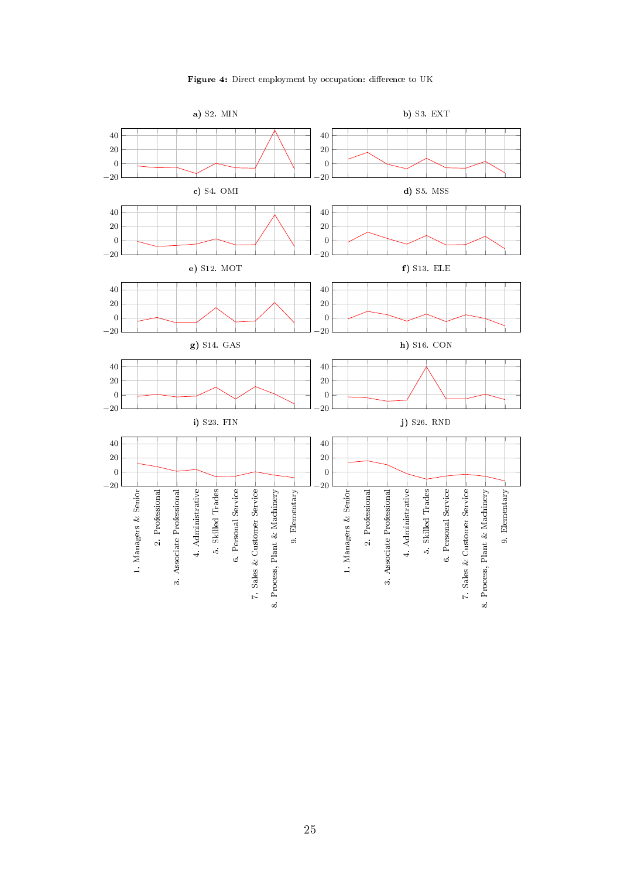**Figure 4:** Direct employment by occupation: difference to UK

**a)** S2. MIN

**b)** S3. EXT

**c)** S4. OMI

**d)** S5. MSS

**e)** S12. MOT

**f)** S13. ELE

**g)** S14. GAS

**h)** S16. CON

**i)** S23. FIN

**j)** S26. RND

1. Managers & Senior
2. Professional
3. Associate Professional
4. Administrative
5. Skilled Trades
6. Personal Service
7. Sales & Customer Service
8. Process, Plant & Machinery
9. Elementary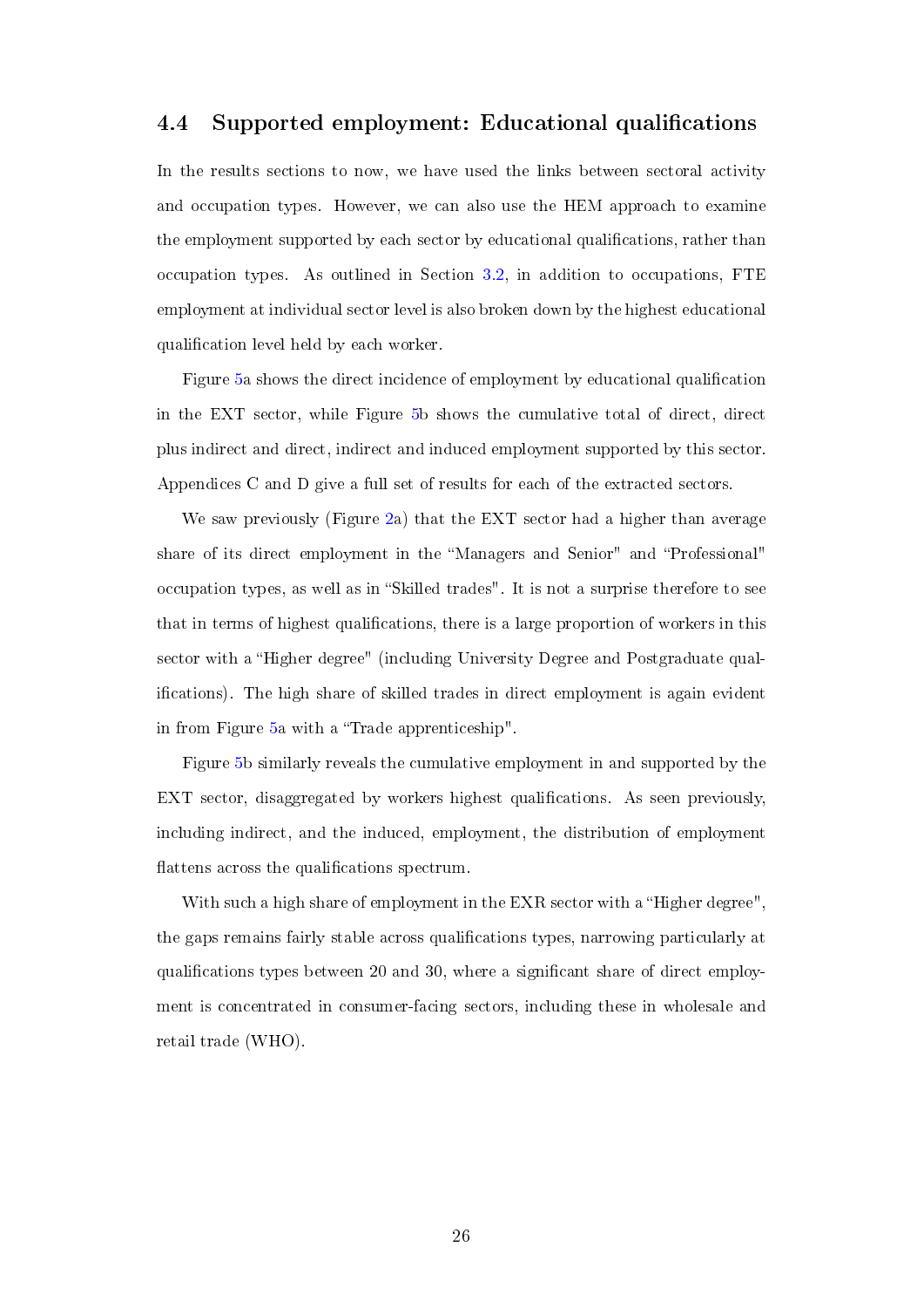### 4.4 Supported employment: Educational qualifications

In the results sections to now, we have used the links between sectoral activity and occupation types. However, we can also use the HEM approach to examine the employment supported by each sector by educational qualifications, rather than occupation types. As outlined in Section 3.2, in addition to occupations, FTE employment at individual sector level is also broken down by the highest educational qualification level held by each worker.

Figure 5a shows the direct incidence of employment by educational qualification in the EXT sector, while Figure 5b shows the cumulative total of direct, direct plus indirect and direct, indirect and induced employment supported by this sector. Appendices C and D give a full set of results for each of the extracted sectors.

We saw previously (Figure 2a) that the EXT sector had a higher than average share of its direct employment in the "Managers and Senior" and "Professional" occupation types, as well as in "Skilled trades". It is not a surprise therefore to see that in terms of highest qualifications, there is a large proportion of workers in this sector with a "Higher degree" (including University Degree and Postgraduate qualifications). The high share of skilled trades in direct employment is again evident in from Figure 5a with a "Trade apprenticeship".

Figure 5b similarly reveals the cumulative employment in and supported by the EXT sector, disaggregated by workers highest qualifications. As seen previously, including indirect, and the induced, employment, the distribution of employment flattens across the qualifications spectrum.

With such a high share of employment in the EXR sector with a "Higher degree", the gaps remains fairly stable across qualifications types, narrowing particularly at qualifications types between 20 and 30, where a significant share of direct employment is concentrated in consumer-facing sectors, including these in wholesale and retail trade (WHO).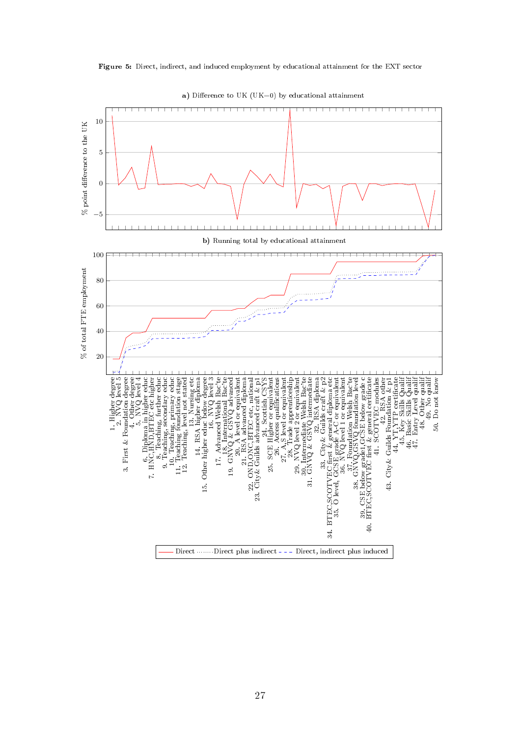**Figure 5:** Direct, indirect, and induced employment by educational attainment for the EXT sector

**a)** Difference to UK (UK=0) by educational attainment

**b)** Running total by educational attainment

1. Higher degree
2. NVQ level 5
3. First & Foundation degree
4. Other degree
5. NVQ level 4
6. Diploma in higher educ
7. HNC,HND,BTEC etc higher
8. Teaching, further educ
9. Teaching, secondary educ
10. Teaching, primary educ
11. Teaching, foundation stage
12. Teaching, level not stated
13. Nursing etc
14. RSA higher diploma
15. Other higher educ below degree
16. NVQ level 3
17. Advanced Welsh Bac'te
18. International Bac'te
19. GNVQ & GSVQ advanced
20. A level or equivalent
21. RSA advanced diploma
22. OND,ONC,BTEC etc, national
23. City& Guilds advanced craft & p1
24. Scottish CSYS
25. SCE Higher or equivalent
26. Access qualifications
27. A,S level or equivalent
28. Trade apprenticeship
29. NVQ level 2 or equivalent
30. Intermediate Welsh Bac'te
31. GNVQ & GSVQ intermediate
32. RSA diploma
33. City& Guilds craft & p2
34. BTEC,SCOTVEC first & general diploma etc
35. O level, GCSE grade A-C or equivalent
36. NVQ level 1 or equivalent
37. Foundation Welsh Bac'te
38. GNVQ,GSVQ foundation level
39. CSE below grade1,GCSE below grade c
40. BTEC,SCOTVEC first & general certificate
41. SCOTVEC modules
42. RSA other
43. City& Guilds Foundation & p1
44. YT,YTP certificate
45. Key Skills Qualif
46. Basic Skills Qualif
47. Entry Level qualif
48. Other qualif
49. No qualif
50. Do not know

Legend: Direct; Direct plus indirect; Direct, indirect plus induced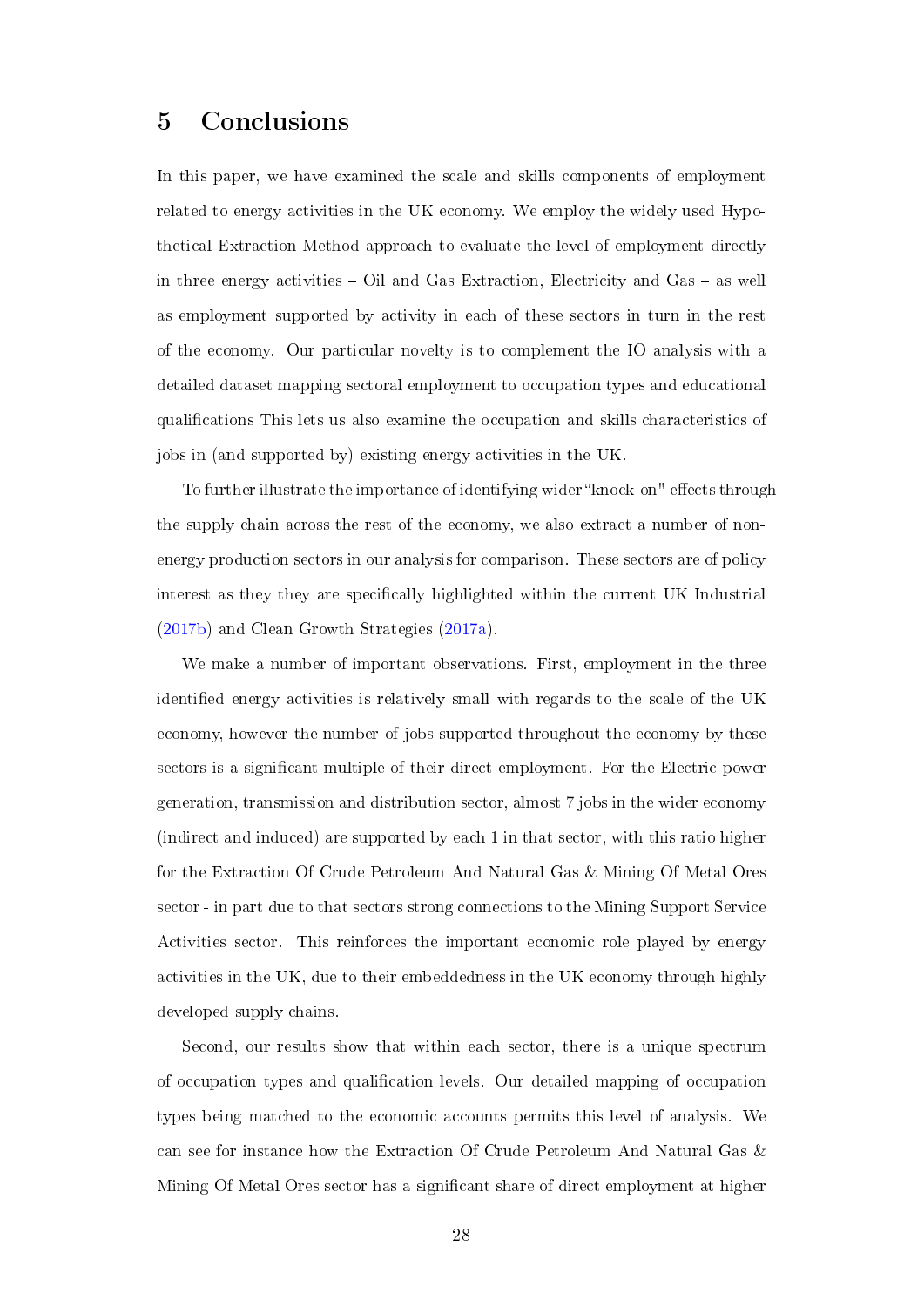# 5 Conclusions

In this paper, we have examined the scale and skills components of employment related to energy activities in the UK economy. We employ the widely used Hypothetical Extraction Method approach to evaluate the level of employment directly in three energy activities – Oil and Gas Extraction, Electricity and Gas – as well as employment supported by activity in each of these sectors in turn in the rest of the economy. Our particular novelty is to complement the IO analysis with a detailed dataset mapping sectoral employment to occupation types and educational qualifications This lets us also examine the occupation and skills characteristics of jobs in (and supported by) existing energy activities in the UK.

To further illustrate the importance of identifying wider "knock-on" effects through the supply chain across the rest of the economy, we also extract a number of non-energy production sectors in our analysis for comparison. These sectors are of policy interest as they they are specifically highlighted within the current UK Industrial (2017b) and Clean Growth Strategies (2017a).

We make a number of important observations. First, employment in the three identified energy activities is relatively small with regards to the scale of the UK economy, however the number of jobs supported throughout the economy by these sectors is a significant multiple of their direct employment. For the Electric power generation, transmission and distribution sector, almost 7 jobs in the wider economy (indirect and induced) are supported by each 1 in that sector, with this ratio higher for the Extraction Of Crude Petroleum And Natural Gas & Mining Of Metal Ores sector - in part due to that sectors strong connections to the Mining Support Service Activities sector. This reinforces the important economic role played by energy activities in the UK, due to their embeddedness in the UK economy through highly developed supply chains.

Second, our results show that within each sector, there is a unique spectrum of occupation types and qualification levels. Our detailed mapping of occupation types being matched to the economic accounts permits this level of analysis. We can see for instance how the Extraction Of Crude Petroleum And Natural Gas & Mining Of Metal Ores sector has a significant share of direct employment at higher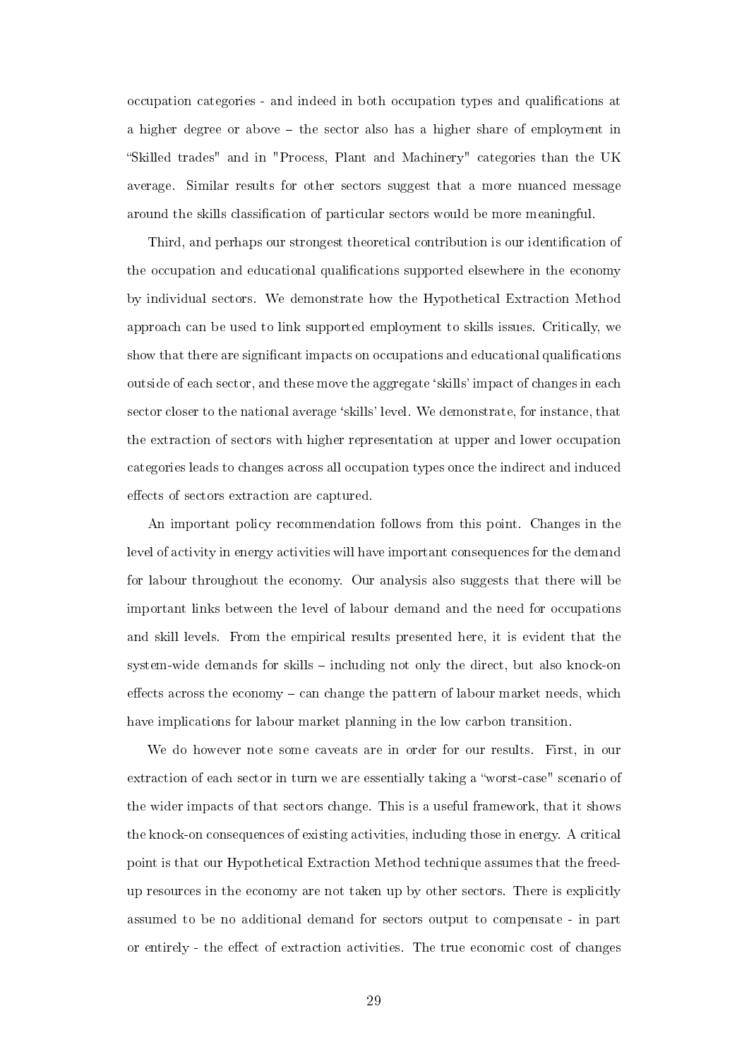occupation categories - and indeed in both occupation types and qualifications at a higher degree or above – the sector also has a higher share of employment in “Skilled trades" and in "Process, Plant and Machinery" categories than the UK average. Similar results for other sectors suggest that a more nuanced message around the skills classification of particular sectors would be more meaningful.

Third, and perhaps our strongest theoretical contribution is our identification of the occupation and educational qualifications supported elsewhere in the economy by individual sectors. We demonstrate how the Hypothetical Extraction Method approach can be used to link supported employment to skills issues. Critically, we show that there are significant impacts on occupations and educational qualifications outside of each sector, and these move the aggregate ‘skills’ impact of changes in each sector closer to the national average ‘skills’ level. We demonstrate, for instance, that the extraction of sectors with higher representation at upper and lower occupation categories leads to changes across all occupation types once the indirect and induced effects of sectors extraction are captured.

An important policy recommendation follows from this point. Changes in the level of activity in energy activities will have important consequences for the demand for labour throughout the economy. Our analysis also suggests that there will be important links between the level of labour demand and the need for occupations and skill levels. From the empirical results presented here, it is evident that the system-wide demands for skills – including not only the direct, but also knock-on effects across the economy – can change the pattern of labour market needs, which have implications for labour market planning in the low carbon transition.

We do however note some caveats are in order for our results. First, in our extraction of each sector in turn we are essentially taking a “worst-case" scenario of the wider impacts of that sectors change. This is a useful framework, that it shows the knock-on consequences of existing activities, including those in energy. A critical point is that our Hypothetical Extraction Method technique assumes that the freed-up resources in the economy are not taken up by other sectors. There is explicitly assumed to be no additional demand for sectors output to compensate - in part or entirely - the effect of extraction activities. The true economic cost of changes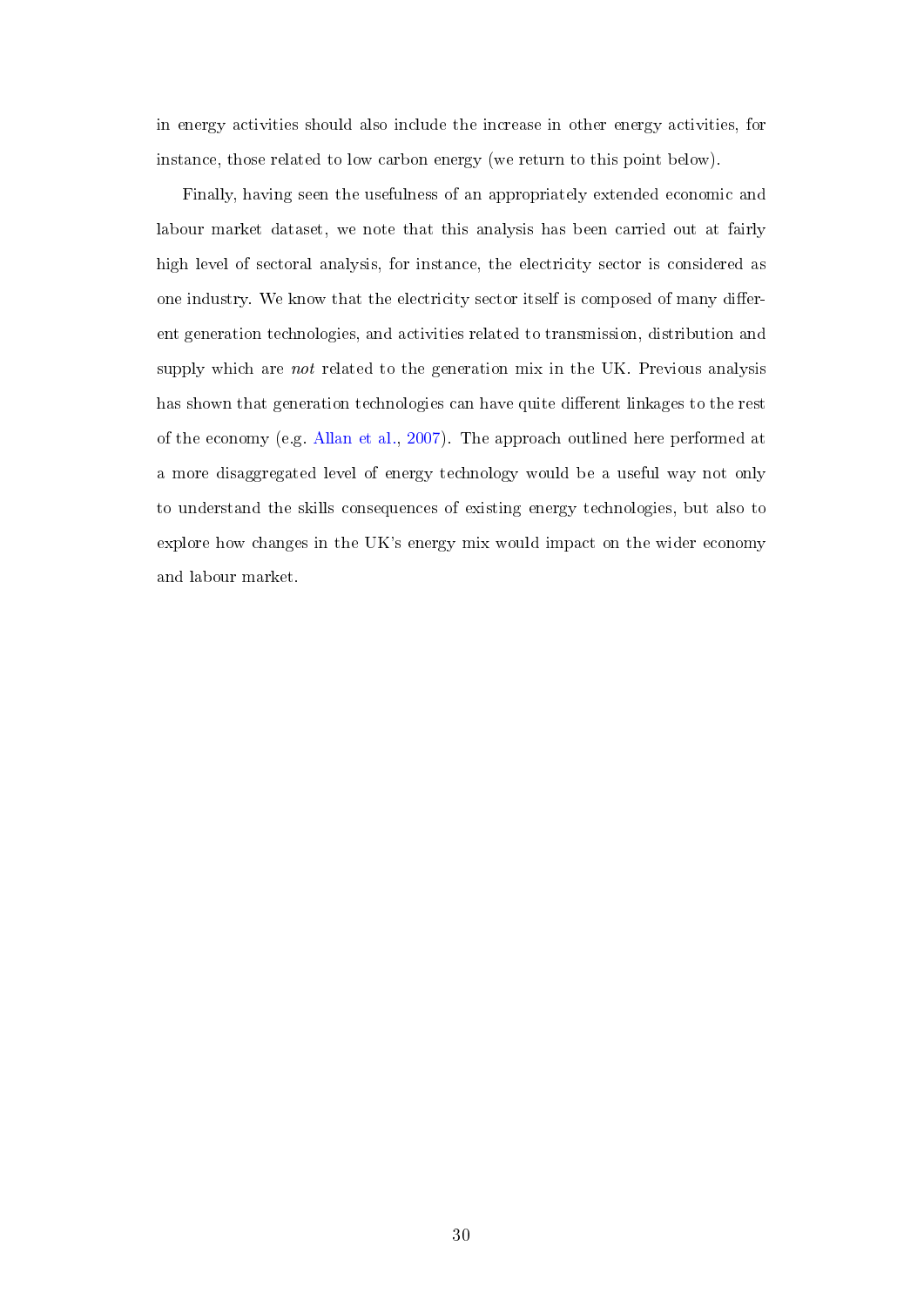in energy activities should also include the increase in other energy activities, for instance, those related to low carbon energy (we return to this point below).

Finally, having seen the usefulness of an appropriately extended economic and labour market dataset, we note that this analysis has been carried out at fairly high level of sectoral analysis, for instance, the electricity sector is considered as one industry. We know that the electricity sector itself is composed of many different generation technologies, and activities related to transmission, distribution and supply which are *not* related to the generation mix in the UK. Previous analysis has shown that generation technologies can have quite different linkages to the rest of the economy (e.g. Allan et al., 2007). The approach outlined here performed at a more disaggregated level of energy technology would be a useful way not only to understand the skills consequences of existing energy technologies, but also to explore how changes in the UK's energy mix would impact on the wider economy and labour market.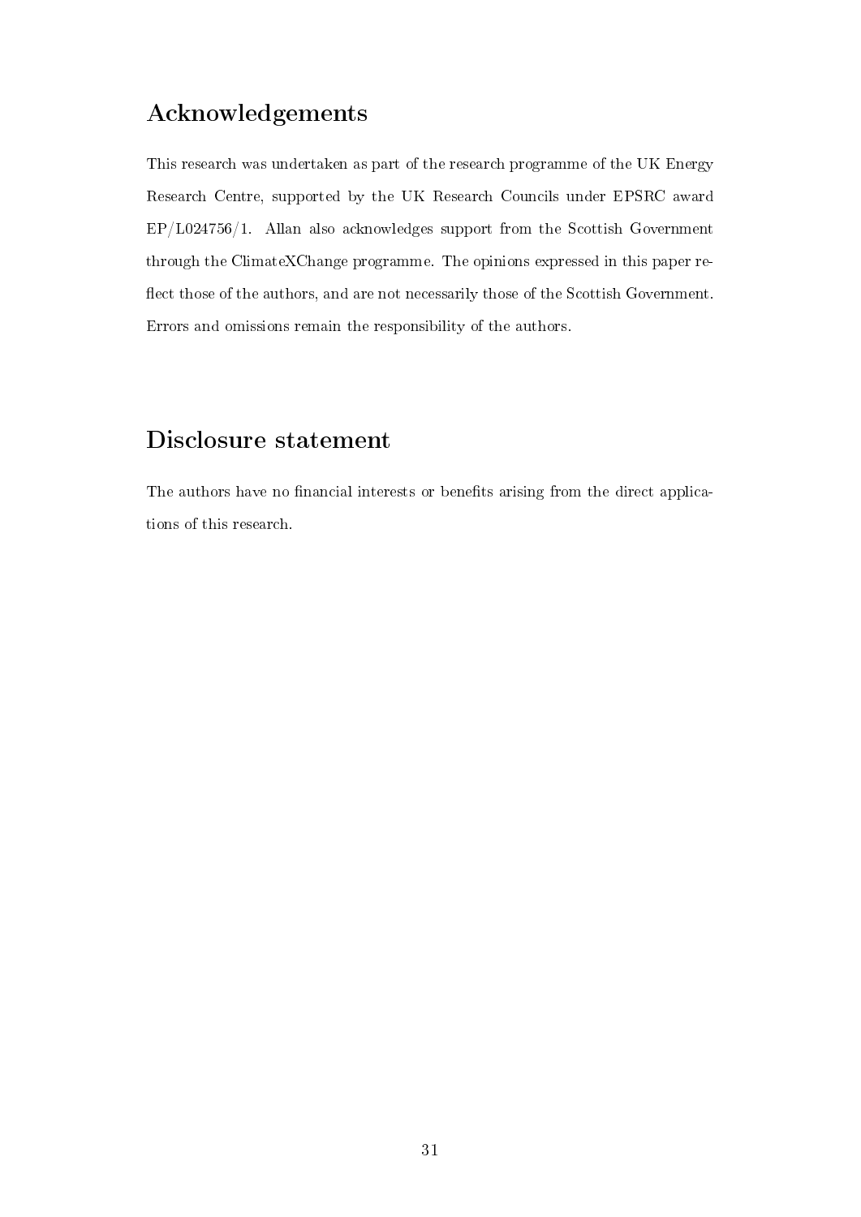## Acknowledgements

This research was undertaken as part of the research programme of the UK Energy Research Centre, supported by the UK Research Councils under EPSRC award EP/L024756/1. Allan also acknowledges support from the Scottish Government through the ClimateXChange programme. The opinions expressed in this paper reflect those of the authors, and are not necessarily those of the Scottish Government. Errors and omissions remain the responsibility of the authors.

## Disclosure statement

The authors have no financial interests or benefits arising from the direct applications of this research.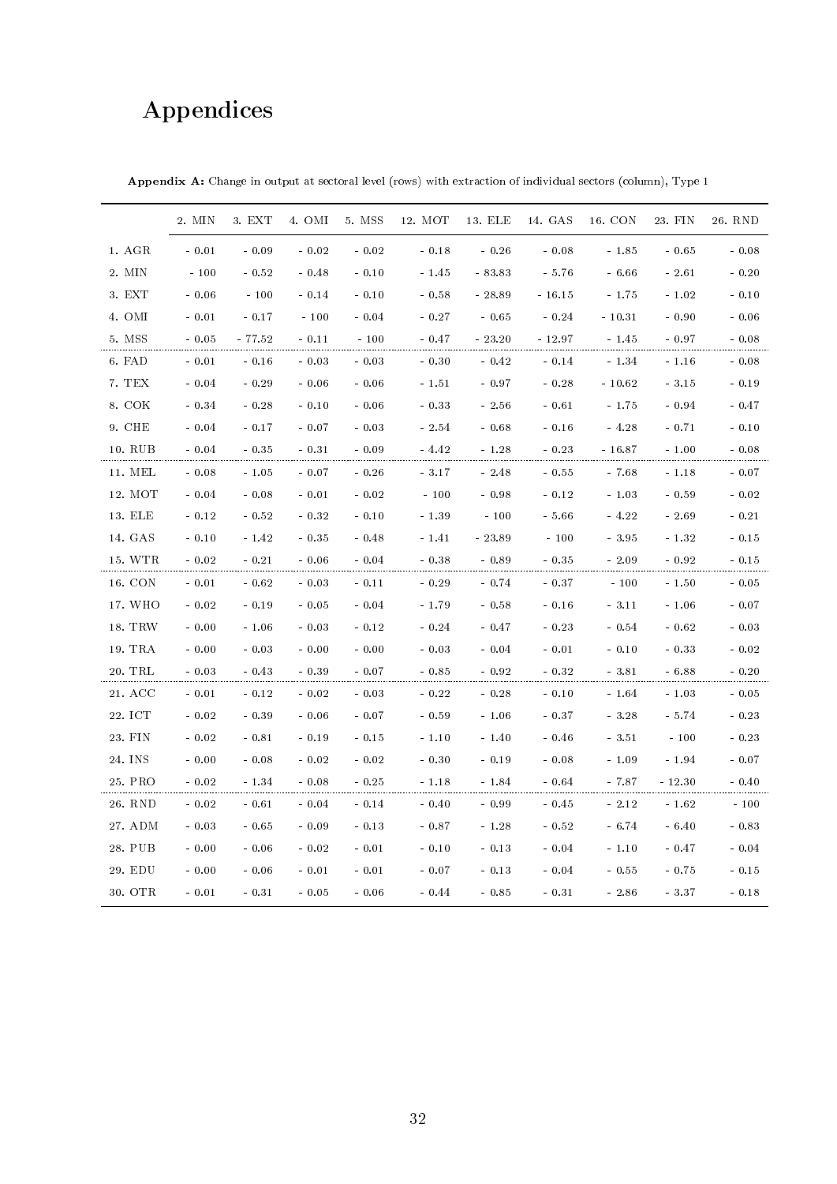# Appendices

**Appendix A:** Change in output at sectoral level (rows) with extraction of individual sectors (column), Type 1

| | 2. MIN | 3. EXT | 4. OMI | 5. MSS | 12. MOT | 13. ELE | 14. GAS | 16. CON | 23. FIN | 26. RND |
|---|---|---|---|---|---|---|---|---|---|---|
| 1. AGR | - 0.01 | - 0.09 | - 0.02 | - 0.02 | - 0.18 | - 0.26 | - 0.08 | - 1.85 | - 0.65 | - 0.08 |
| 2. MIN | - 100 | - 0.52 | - 0.48 | - 0.10 | - 1.45 | - 83.83 | - 5.76 | - 6.66 | - 2.61 | - 0.20 |
| 3. EXT | - 0.06 | - 100 | - 0.14 | - 0.10 | - 0.58 | - 28.89 | - 16.15 | - 1.75 | - 1.02 | - 0.10 |
| 4. OMI | - 0.01 | - 0.17 | - 100 | - 0.04 | - 0.27 | - 0.65 | - 0.24 | - 10.31 | - 0.90 | - 0.06 |
| 5. MSS | - 0.05 | - 77.52 | - 0.11 | - 100 | - 0.47 | - 23.20 | - 12.97 | - 1.45 | - 0.97 | - 0.08 |
| 6. FAD | - 0.01 | - 0.16 | - 0.03 | - 0.03 | - 0.30 | - 0.42 | - 0.14 | - 1.34 | - 1.16 | - 0.08 |
| 7. TEX | - 0.04 | - 0.29 | - 0.06 | - 0.06 | - 1.51 | - 0.97 | - 0.28 | - 10.62 | - 3.15 | - 0.19 |
| 8. COK | - 0.34 | - 0.28 | - 0.10 | - 0.06 | - 0.33 | - 2.56 | - 0.61 | - 1.75 | - 0.94 | - 0.47 |
| 9. CHE | - 0.04 | - 0.17 | - 0.07 | - 0.03 | - 2.54 | - 0.68 | - 0.16 | - 4.28 | - 0.71 | - 0.10 |
| 10. RUB | - 0.04 | - 0.35 | - 0.31 | - 0.09 | - 4.42 | - 1.28 | - 0.23 | - 16.87 | - 1.00 | - 0.08 |
| 11. MEL | - 0.08 | - 1.05 | - 0.07 | - 0.26 | - 3.17 | - 2.48 | - 0.55 | - 7.68 | - 1.18 | - 0.07 |
| 12. MOT | - 0.04 | - 0.08 | - 0.01 | - 0.02 | - 100 | - 0.98 | - 0.12 | - 1.03 | - 0.59 | - 0.02 |
| 13. ELE | - 0.12 | - 0.52 | - 0.32 | - 0.10 | - 1.39 | - 100 | - 5.66 | - 4.22 | - 2.69 | - 0.21 |
| 14. GAS | - 0.10 | - 1.42 | - 0.35 | - 0.48 | - 1.41 | - 23.89 | - 100 | - 3.95 | - 1.32 | - 0.15 |
| 15. WTR | - 0.02 | - 0.21 | - 0.06 | - 0.04 | - 0.38 | - 0.89 | - 0.35 | - 2.09 | - 0.92 | - 0.15 |
| 16. CON | - 0.01 | - 0.62 | - 0.03 | - 0.11 | - 0.29 | - 0.74 | - 0.37 | - 100 | - 1.50 | - 0.05 |
| 17. WHO | - 0.02 | - 0.19 | - 0.05 | - 0.04 | - 1.79 | - 0.58 | - 0.16 | - 3.11 | - 1.06 | - 0.07 |
| 18. TRW | - 0.00 | - 1.06 | - 0.03 | - 0.12 | - 0.24 | - 0.47 | - 0.23 | - 0.54 | - 0.62 | - 0.03 |
| 19. TRA | - 0.00 | - 0.03 | - 0.00 | - 0.00 | - 0.03 | - 0.04 | - 0.01 | - 0.10 | - 0.33 | - 0.02 |
| 20. TRL | - 0.03 | - 0.43 | - 0.39 | - 0.07 | - 0.85 | - 0.92 | - 0.32 | - 3.81 | - 6.88 | - 0.20 |
| 21. ACC | - 0.01 | - 0.12 | - 0.02 | - 0.03 | - 0.22 | - 0.28 | - 0.10 | - 1.64 | - 1.03 | - 0.05 |
| 22. ICT | - 0.02 | - 0.39 | - 0.06 | - 0.07 | - 0.59 | - 1.06 | - 0.37 | - 3.28 | - 5.74 | - 0.23 |
| 23. FIN | - 0.02 | - 0.81 | - 0.19 | - 0.15 | - 1.10 | - 1.40 | - 0.46 | - 3.51 | - 100 | - 0.23 |
| 24. INS | - 0.00 | - 0.08 | - 0.02 | - 0.02 | - 0.30 | - 0.19 | - 0.08 | - 1.09 | - 1.94 | - 0.07 |
| 25. PRO | - 0.02 | - 1.34 | - 0.08 | - 0.25 | - 1.18 | - 1.84 | - 0.64 | - 7.87 | - 12.30 | - 0.40 |
| 26. RND | - 0.02 | - 0.61 | - 0.04 | - 0.14 | - 0.40 | - 0.99 | - 0.45 | - 2.12 | - 1.62 | - 100 |
| 27. ADM | - 0.03 | - 0.65 | - 0.09 | - 0.13 | - 0.87 | - 1.28 | - 0.52 | - 6.74 | - 6.40 | - 0.83 |
| 28. PUB | - 0.00 | - 0.06 | - 0.02 | - 0.01 | - 0.10 | - 0.13 | - 0.04 | - 1.10 | - 0.47 | - 0.04 |
| 29. EDU | - 0.00 | - 0.06 | - 0.01 | - 0.01 | - 0.07 | - 0.13 | - 0.04 | - 0.55 | - 0.75 | - 0.15 |
| 30. OTR | - 0.01 | - 0.31 | - 0.05 | - 0.06 | - 0.44 | - 0.85 | - 0.31 | - 2.86 | - 3.37 | - 0.18 |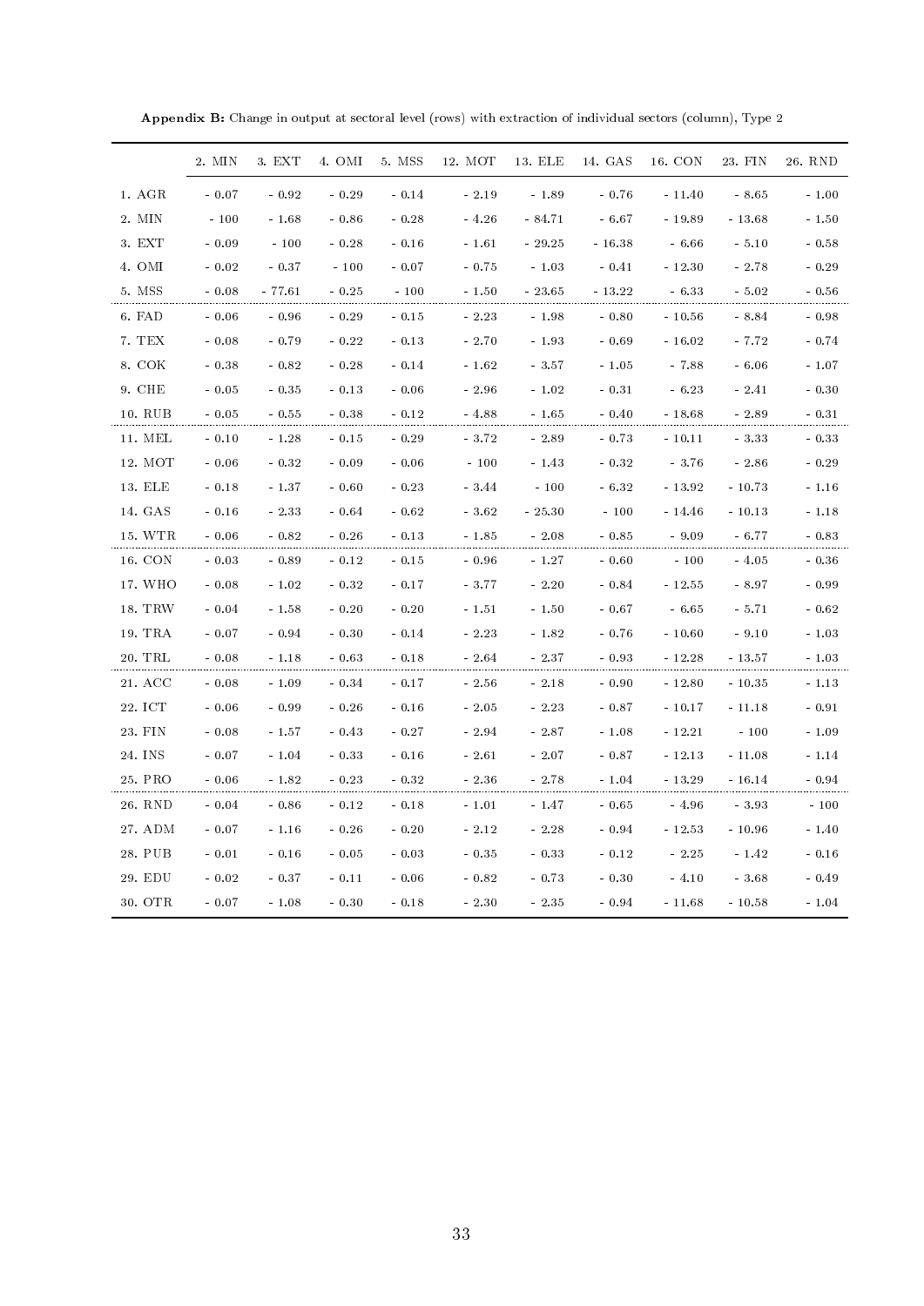**Appendix B:** Change in output at sectoral level (rows) with extraction of individual sectors (column), Type 2

| | 2. MIN | 3. EXT | 4. OMI | 5. MSS | 12. MOT | 13. ELE | 14. GAS | 16. CON | 23. FIN | 26. RND |
|---|---|---|---|---|---|---|---|---|---|---|
| 1. AGR | - 0.07 | - 0.92 | - 0.29 | - 0.14 | - 2.19 | - 1.89 | - 0.76 | - 11.40 | - 8.65 | - 1.00 |
| 2. MIN | - 100 | - 1.68 | - 0.86 | - 0.28 | - 4.26 | - 84.71 | - 6.67 | - 19.89 | - 13.68 | - 1.50 |
| 3. EXT | - 0.09 | - 100 | - 0.28 | - 0.16 | - 1.61 | - 29.25 | - 16.38 | - 6.66 | - 5.10 | - 0.58 |
| 4. OMI | - 0.02 | - 0.37 | - 100 | - 0.07 | - 0.75 | - 1.03 | - 0.41 | - 12.30 | - 2.78 | - 0.29 |
| 5. MSS | - 0.08 | - 77.61 | - 0.25 | - 100 | - 1.50 | - 23.65 | - 13.22 | - 6.33 | - 5.02 | - 0.56 |
| 6. FAD | - 0.06 | - 0.96 | - 0.29 | - 0.15 | - 2.23 | - 1.98 | - 0.80 | - 10.56 | - 8.84 | - 0.98 |
| 7. TEX | - 0.08 | - 0.79 | - 0.22 | - 0.13 | - 2.70 | - 1.93 | - 0.69 | - 16.02 | - 7.72 | - 0.74 |
| 8. COK | - 0.38 | - 0.82 | - 0.28 | - 0.14 | - 1.62 | - 3.57 | - 1.05 | - 7.88 | - 6.06 | - 1.07 |
| 9. CHE | - 0.05 | - 0.35 | - 0.13 | - 0.06 | - 2.96 | - 1.02 | - 0.31 | - 6.23 | - 2.41 | - 0.30 |
| 10. RUB | - 0.05 | - 0.55 | - 0.38 | - 0.12 | - 4.88 | - 1.65 | - 0.40 | - 18.68 | - 2.89 | - 0.31 |
| 11. MEL | - 0.10 | - 1.28 | - 0.15 | - 0.29 | - 3.72 | - 2.89 | - 0.73 | - 10.11 | - 3.33 | - 0.33 |
| 12. MOT | - 0.06 | - 0.32 | - 0.09 | - 0.06 | - 100 | - 1.43 | - 0.32 | - 3.76 | - 2.86 | - 0.29 |
| 13. ELE | - 0.18 | - 1.37 | - 0.60 | - 0.23 | - 3.44 | - 100 | - 6.32 | - 13.92 | - 10.73 | - 1.16 |
| 14. GAS | - 0.16 | - 2.33 | - 0.64 | - 0.62 | - 3.62 | - 25.30 | - 100 | - 14.46 | - 10.13 | - 1.18 |
| 15. WTR | - 0.06 | - 0.82 | - 0.26 | - 0.13 | - 1.85 | - 2.08 | - 0.85 | - 9.09 | - 6.77 | - 0.83 |
| 16. CON | - 0.03 | - 0.89 | - 0.12 | - 0.15 | - 0.96 | - 1.27 | - 0.60 | - 100 | - 4.05 | - 0.36 |
| 17. WHO | - 0.08 | - 1.02 | - 0.32 | - 0.17 | - 3.77 | - 2.20 | - 0.84 | - 12.55 | - 8.97 | - 0.99 |
| 18. TRW | - 0.04 | - 1.58 | - 0.20 | - 0.20 | - 1.51 | - 1.50 | - 0.67 | - 6.65 | - 5.71 | - 0.62 |
| 19. TRA | - 0.07 | - 0.94 | - 0.30 | - 0.14 | - 2.23 | - 1.82 | - 0.76 | - 10.60 | - 9.10 | - 1.03 |
| 20. TRL | - 0.08 | - 1.18 | - 0.63 | - 0.18 | - 2.64 | - 2.37 | - 0.93 | - 12.28 | - 13.57 | - 1.03 |
| 21. ACC | - 0.08 | - 1.09 | - 0.34 | - 0.17 | - 2.56 | - 2.18 | - 0.90 | - 12.80 | - 10.35 | - 1.13 |
| 22. ICT | - 0.06 | - 0.99 | - 0.26 | - 0.16 | - 2.05 | - 2.23 | - 0.87 | - 10.17 | - 11.18 | - 0.91 |
| 23. FIN | - 0.08 | - 1.57 | - 0.43 | - 0.27 | - 2.94 | - 2.87 | - 1.08 | - 12.21 | - 100 | - 1.09 |
| 24. INS | - 0.07 | - 1.04 | - 0.33 | - 0.16 | - 2.61 | - 2.07 | - 0.87 | - 12.13 | - 11.08 | - 1.14 |
| 25. PRO | - 0.06 | - 1.82 | - 0.23 | - 0.32 | - 2.36 | - 2.78 | - 1.04 | - 13.29 | - 16.14 | - 0.94 |
| 26. RND | - 0.04 | - 0.86 | - 0.12 | - 0.18 | - 1.01 | - 1.47 | - 0.65 | - 4.96 | - 3.93 | - 100 |
| 27. ADM | - 0.07 | - 1.16 | - 0.26 | - 0.20 | - 2.12 | - 2.28 | - 0.94 | - 12.53 | - 10.96 | - 1.40 |
| 28. PUB | - 0.01 | - 0.16 | - 0.05 | - 0.03 | - 0.35 | - 0.33 | - 0.12 | - 2.25 | - 1.42 | - 0.16 |
| 29. EDU | - 0.02 | - 0.37 | - 0.11 | - 0.06 | - 0.82 | - 0.73 | - 0.30 | - 4.10 | - 3.68 | - 0.49 |
| 30. OTR | - 0.07 | - 1.08 | - 0.30 | - 0.18 | - 2.30 | - 2.35 | - 0.94 | - 11.68 | - 10.58 | - 1.04 |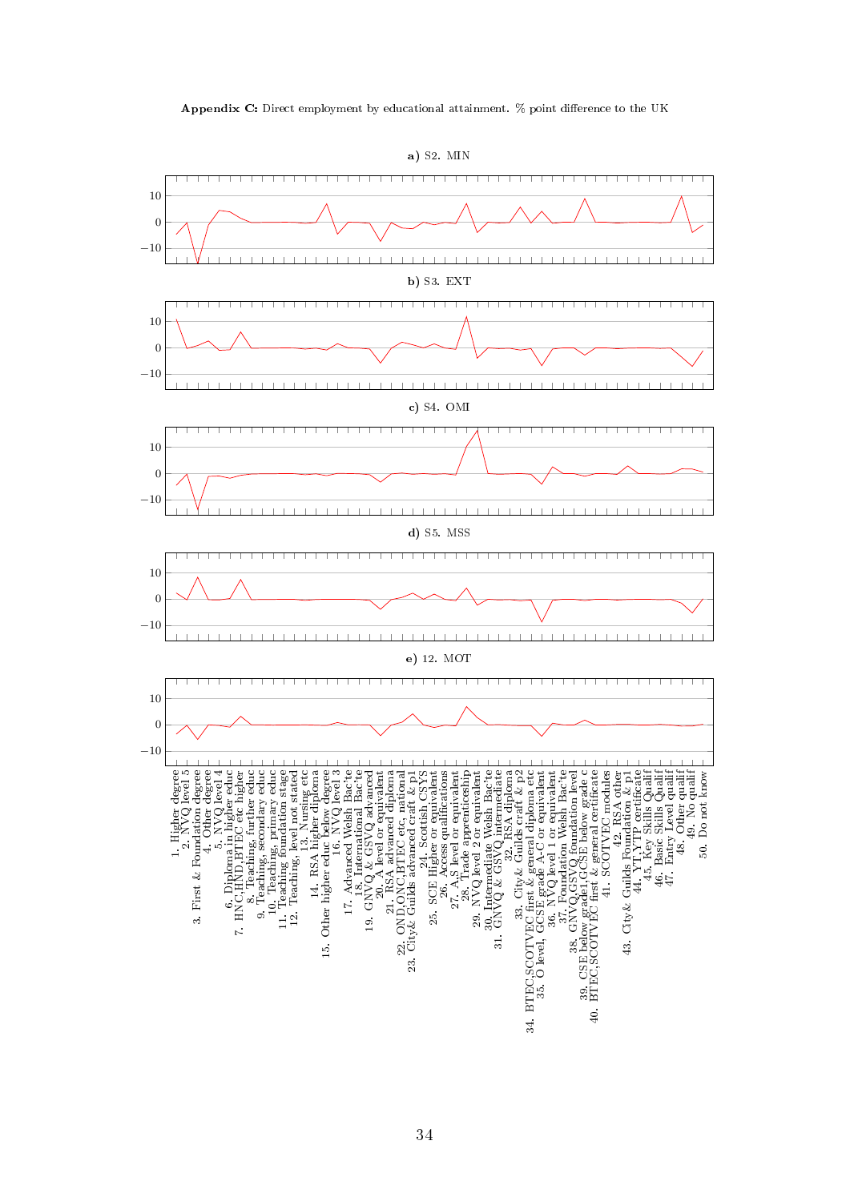**Appendix C:** Direct employment by educational attainment. % point difference to the UK

**a)** S2. MIN

**b)** S3. EXT

**c)** S4. OMI

**d)** S5. MSS

**e)** 12. MOT

1. Higher degree
2. NVQ level 5
3. First & Foundation degree
4. Other degree
5. NVQ level 4
6. Diploma in higher educ
7. HNC,HND,BTEC etc higher
8. Teaching, further educ
9. Teaching, secondary educ
10. Teaching, primary educ
11. Teaching foundation stage
12. Teaching, level not stated
13. Nursing etc
14. RSA higher diploma
15. Other higher educ below degree
16. NVQ level 3
17. Advanced Welsh Bac'te
18. International Bac'te
19. GNVQ & GSVQ advanced
20. A level or equivalent
21. RSA advanced diploma
22. OND,ONC,BTEC etc, national
23. City& Guilds advanced craft & p1
24. Scottish CSYS
25. SCE Higher or equivalent
26. Access qualifications
27. A,S level or equivalent
28. Trade apprenticeship
29. NVQ level 2 or equivalent
30. Intermediate Welsh Bac'te
31. GNVQ & GSVQ intermediate
32. RSA diploma
33. City& Guilds craft & p2
34. BTEC,SCOTVEC first & general diploma etc
35. O level, GCSE grade A-C or equivalent
36. NVQ level 1 or equivalent
37. Foundation Welsh Bac'te
38. GNVQ,GSVQ foundation level
39. CSE below grade1,GCSE below grade c
40. BTEC,SCOTVEC first & general certificate
41. SCOTVEC modules
42. RSA other
43. City& Guilds Foundation & p1
44. YT,YTP certificate
45. Key Skills Qualif
46. Basic Skills Qualif
47. Entry Level qualif
48. Other qualif
49. No qualif
50. Do not know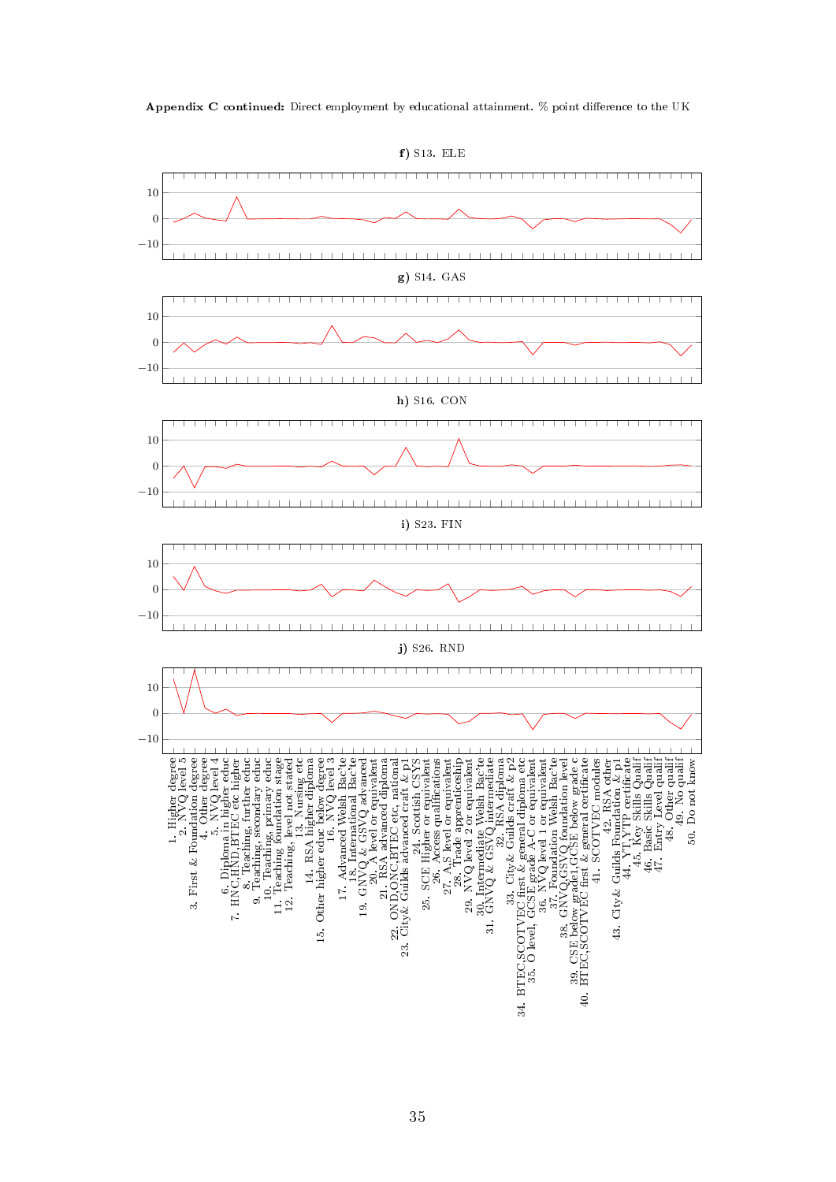**Appendix C continued:** Direct employment by educational attainment. % point difference to the UK

**f)** S13. ELE

**g)** S14. GAS

**h)** S16. CON

**i)** S23. FIN

**j)** S26. RND

1. Higher degree
2. NVQ level 5
3. First & Foundation degree
4. Other degree
5. NVQ level 4
6. Diploma in higher educ
7. HNC,HND,BTEC etc higher
8. Teaching, further educ
9. Teaching, secondary educ
10. Teaching, primary educ
11. Teaching foundation stage
12. Teaching, level not stated
13. Nursing etc
14. RSA higher diploma
15. Other higher educ below degree
16. NVQ level 3
17. Advanced Welsh Bac'te
18. International Bac'te
19. GNVQ & GSVQ advanced
20. A level or equivalent
21. RSA advanced diploma
22. OND,ONC,BTEC etc, national
23. City& Guilds advanced craft & p1
24. Scottish CSYS
25. SCE Higher or equivalent
26. Access qualifications
27. A,S level or equivalent
28. Trade apprenticeship
29. NVQ level 2 or equivalent
30. Intermediate Welsh Bac'te
31. GNVQ & GSVQ intermediate
32. RSA diploma
33. City& Guilds craft & p2
34. BTEC,SCOTVEC first & general diploma etc
35. O level, GCSE grade A-C or equivalent
36. NVQ level 1 or equivalent
37. Foundation Welsh Bac'te
38. GNVQ,GSVQ foundation level
39. CSE below grade1,GCSE below grade c
40. BTEC,SCOTVEC first & general certificate
41. SCOTVEC modules
42. RSA other
43. City& Guilds Foundation & p1
44. YT,YTP certificate
45. Key Skills Qualif
46. Basic Skills Qualif
47. Entry Level qualif
48. Other qualif
49. No qualif
50. Do not know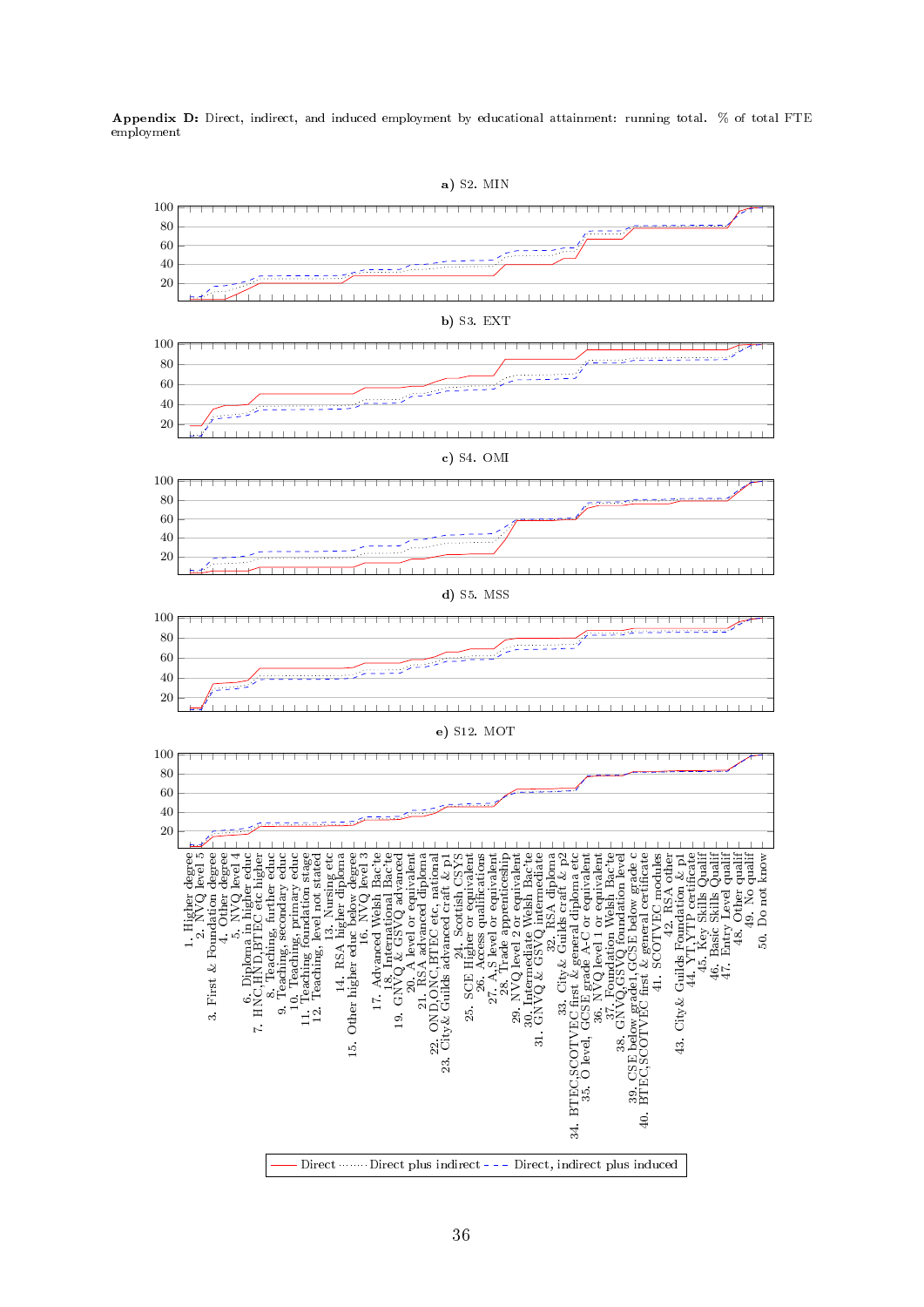**Appendix D:** Direct, indirect, and induced employment by educational attainment: running total. % of total FTE employment

**a)** S2. MIN

**b)** S3. EXT

**c)** S4. OMI

**d)** S5. MSS

**e)** S12. MOT

1. Higher degree
2. NVQ level 5
3. First & Foundation degree
4. Other degree
5. NVQ level 4
6. Diploma in higher educ
7. HNC,HND,BTEC etc higher
8. Teaching, further educ
9. Teaching, secondary educ
10. Teaching, primary educ
11. Teaching foundation stage
12. Teaching, level not stated
13. Nursing etc
14. RSA higher diploma
15. Other higher educ below degree
16. NVQ level 3
17. Advanced Welsh Bac'te
18. International Bac'te
19. GNVQ & GSVQ advanced
20. A level or equivalent
21. RSA advanced diploma
22. OND,ONC,BTEC etc, national
23. City& Guilds advanced craft & p1
24. Scottish CSYS
25. SCE Higher or equivalent
26. Access qualifications
27. A,S level or equivalent
28. Trade apprenticeship
29. NVQ level 2 or equivalent
30. Intermediate Welsh Bac'te
31. GNVQ & GSVQ intermediate
32. RSA diploma
33. City& Guilds craft & p2
34. BTEC,SCOTVEC first & general diploma etc
35. O level, GCSE grade A-C or equivalent
36. NVQ level 1 or equivalent
37. Foundation Welsh Bac'te
38. GNVQ,GSVQ foundation level
39. CSE below grade1, GCSE below grade c
40. BTEC,SCOTVEC first & general certificate
41. SCOTVEC modules
42. RSA other
43. City& Guilds Foundation & p1
44. YT,YTP certificate
45. Key Skills Qualif
46. Basic Skills Qualif
47. Entry Level qualif
48. Other qualif
49. No qualif
50. Do not know

Direct ········ Direct plus indirect - - - Direct, indirect plus induced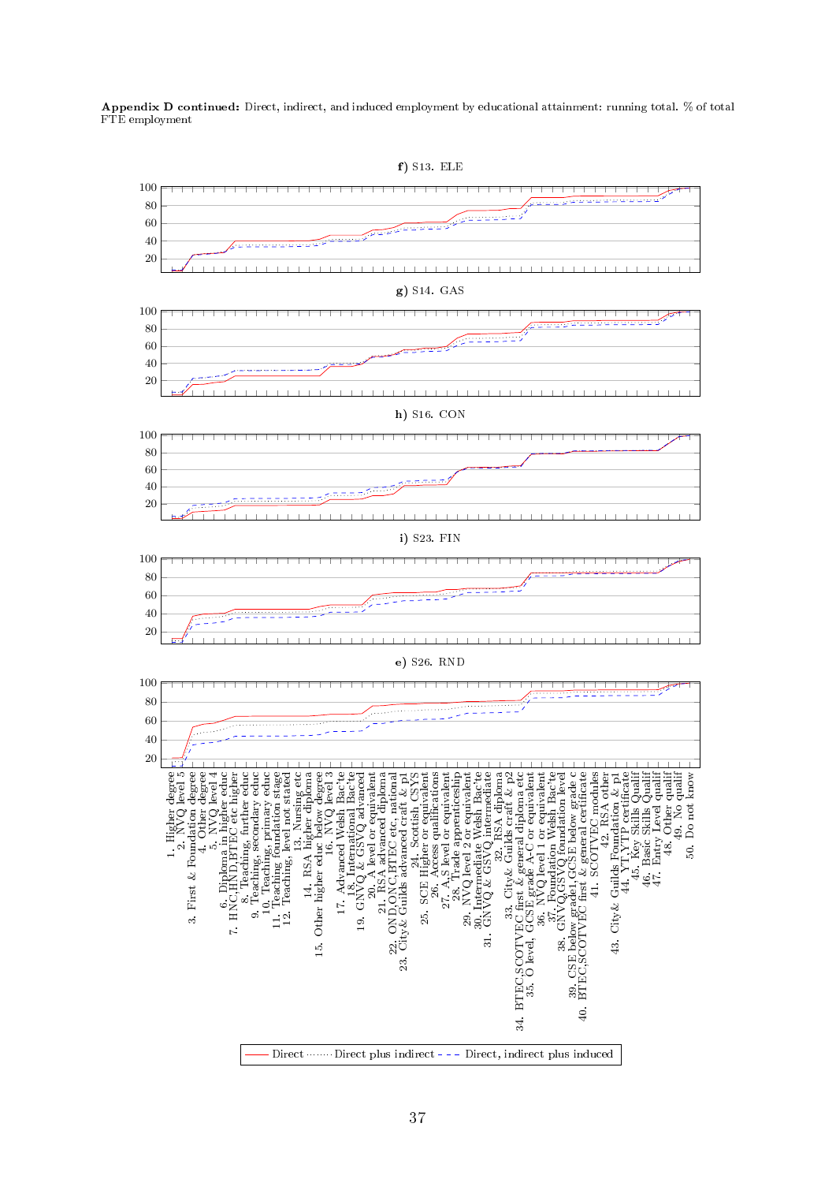**Appendix D continued:** Direct, indirect, and induced employment by educational attainment: running total. % of total FTE employment

**f)** S13. ELE

**g)** S14. GAS

**h)** S16. CON

**i)** S23. FIN

**e)** S26. RND

1. Higher degree
2. NVQ level 5
3. First & Foundation degree
4. Other degree
5. NVQ level 4
6. Diploma in higher educ
7. HNC,HND,BTEC etc higher
8. Teaching, further educ
9. Teaching, secondary educ
10. Teaching, primary educ
11. Teaching foundation stage
12. Teaching, level not stated
13. Nursing etc
14. RSA higher diploma
15. Other higher educ below degree
16. NVQ level 3
17. Advanced Welsh Bac'te
18. International Bac'te
19. GNVQ & GSVQ advanced
20. A level or equivalent
21. RSA advanced diploma
22. OND,ONC,BTEC etc, national
23. City& Guilds advanced craft & pl
24. Scottish CSYS
25. SCE Higher or equivalent
26. Access qualifications
27. A,S level or equivalent
28. Trade apprenticeship
29. NVQ level 2 or equivalent
30. Intermediate Welsh Bac'te
31. GNVQ & GSVQ intermediate
32. RSA diploma
33. City& Guilds craft & p2
34. BTEC,SCOTVEC first & general diploma etc
35. O level, GCSE grade A-C or equivalent
36. NVQ level 1 or equivalent
37. Foundation Welsh Bac'te
38. GNVQ,GSVQ foundation level
39. CSE below grade1, GCSE below grade c
40. BTEC,SCOTVEC first & general certificate
41. SCOTVEC modules
42. RSA other
43. City& Guilds Foundation & pl
44. YT,YTP certificate
45. Key Skills Qualif
46. Basic Skills Qualif
47. Entry Level qualif
48. Other qualif
49. No qualif
50. Do not know

—— Direct ········ Direct plus indirect - - - Direct, indirect plus induced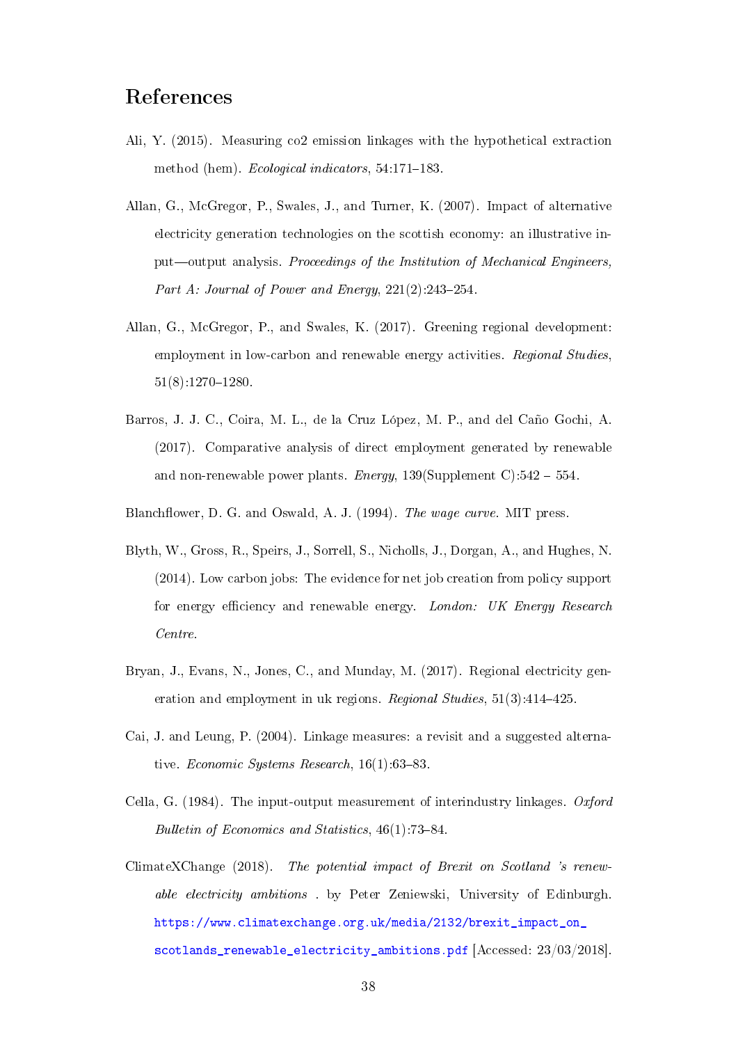# References

Ali, Y. (2015). Measuring co2 emission linkages with the hypothetical extraction method (hem). *Ecological indicators*, 54:171–183.

Allan, G., McGregor, P., Swales, J., and Turner, K. (2007). Impact of alternative electricity generation technologies on the scottish economy: an illustrative input—output analysis. *Proceedings of the Institution of Mechanical Engineers, Part A: Journal of Power and Energy*, 221(2):243–254.

Allan, G., McGregor, P., and Swales, K. (2017). Greening regional development: employment in low-carbon and renewable energy activities. *Regional Studies*, 51(8):1270–1280.

Barros, J. J. C., Coira, M. L., de la Cruz López, M. P., and del Caño Gochi, A. (2017). Comparative analysis of direct employment generated by renewable and non-renewable power plants. *Energy*, 139(Supplement C):542 – 554.

Blanchflower, D. G. and Oswald, A. J. (1994). *The wage curve*. MIT press.

Blyth, W., Gross, R., Speirs, J., Sorrell, S., Nicholls, J., Dorgan, A., and Hughes, N. (2014). Low carbon jobs: The evidence for net job creation from policy support for energy efficiency and renewable energy. *London: UK Energy Research Centre*.

Bryan, J., Evans, N., Jones, C., and Munday, M. (2017). Regional electricity generation and employment in uk regions. *Regional Studies*, 51(3):414–425.

Cai, J. and Leung, P. (2004). Linkage measures: a revisit and a suggested alternative. *Economic Systems Research*, 16(1):63–83.

Cella, G. (1984). The input-output measurement of interindustry linkages. *Oxford Bulletin of Economics and Statistics*, 46(1):73–84.

ClimateXChange (2018). *The potential impact of Brexit on Scotland 's renewable electricity ambitions* . by Peter Zeniewski, University of Edinburgh. https://www.climatexchange.org.uk/media/2132/brexit_impact_on_scotlands_renewable_electricity_ambitions.pdf [Accessed: 23/03/2018].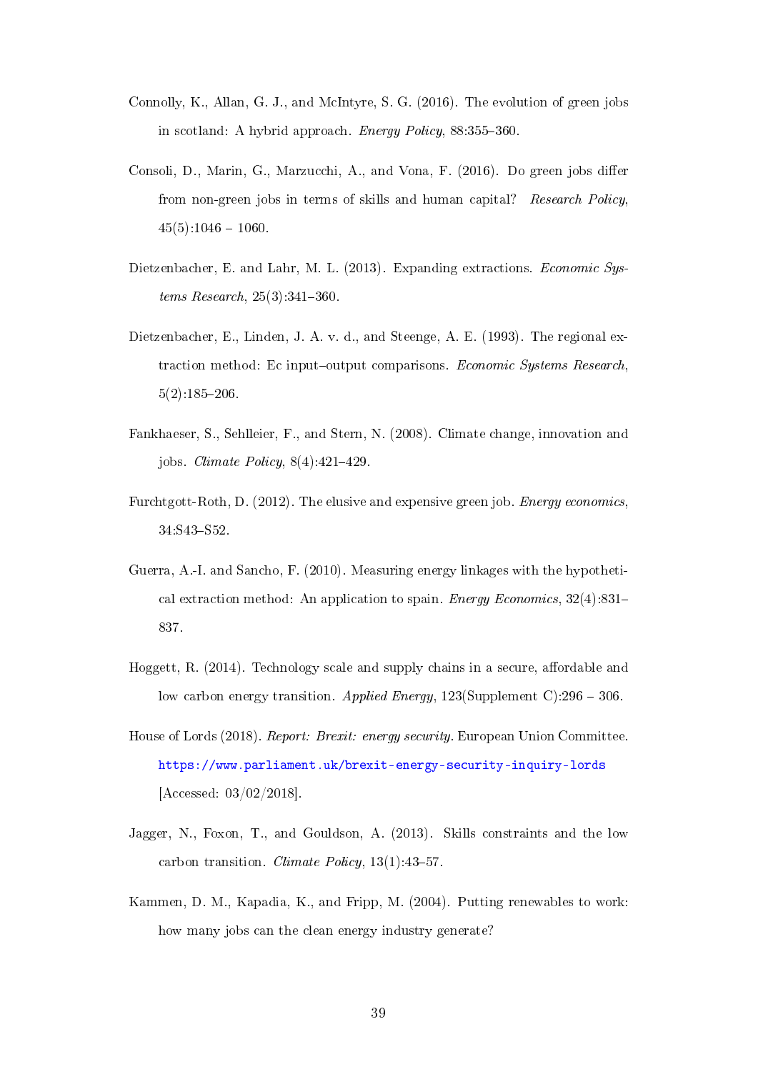Connolly, K., Allan, G. J., and McIntyre, S. G. (2016). The evolution of green jobs in scotland: A hybrid approach. *Energy Policy*, 88:355–360.

Consoli, D., Marin, G., Marzucchi, A., and Vona, F. (2016). Do green jobs differ from non-green jobs in terms of skills and human capital? *Research Policy*, 45(5):1046 – 1060.

Dietzenbacher, E. and Lahr, M. L. (2013). Expanding extractions. *Economic Systems Research*, 25(3):341–360.

Dietzenbacher, E., Linden, J. A. v. d., and Steenge, A. E. (1993). The regional extraction method: Ec input–output comparisons. *Economic Systems Research*, 5(2):185–206.

Fankhaeser, S., Sehlleier, F., and Stern, N. (2008). Climate change, innovation and jobs. *Climate Policy*, 8(4):421–429.

Furchtgott-Roth, D. (2012). The elusive and expensive green job. *Energy economics*, 34:S43–S52.

Guerra, A.-I. and Sancho, F. (2010). Measuring energy linkages with the hypothetical extraction method: An application to spain. *Energy Economics*, 32(4):831–837.

Hoggett, R. (2014). Technology scale and supply chains in a secure, affordable and low carbon energy transition. *Applied Energy*, 123(Supplement C):296 – 306.

House of Lords (2018). *Report: Brexit: energy security*. European Union Committee. https://www.parliament.uk/brexit-energy-security-inquiry-lords [Accessed: 03/02/2018].

Jagger, N., Foxon, T., and Gouldson, A. (2013). Skills constraints and the low carbon transition. *Climate Policy*, 13(1):43–57.

Kammen, D. M., Kapadia, K., and Fripp, M. (2004). Putting renewables to work: how many jobs can the clean energy industry generate?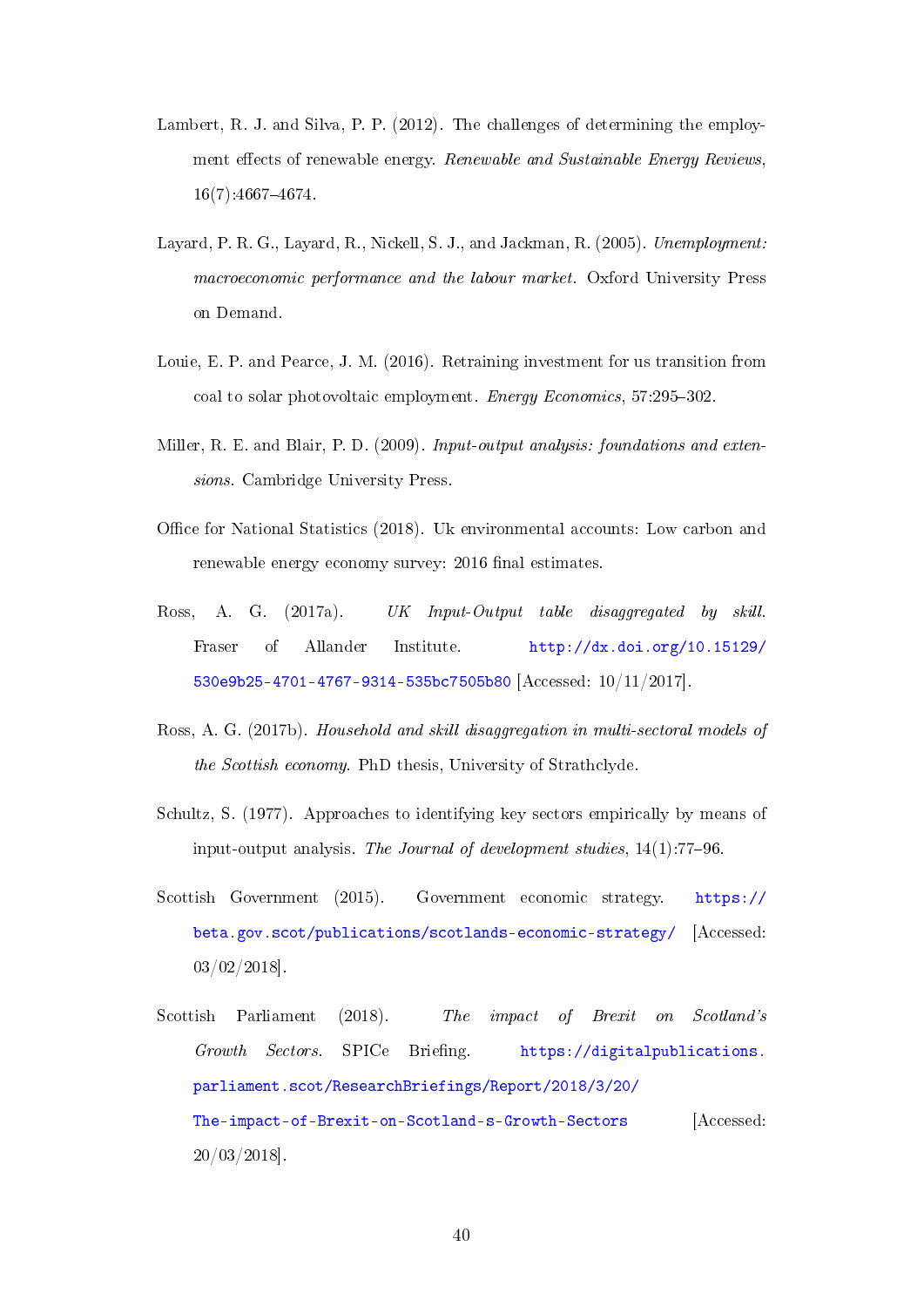Lambert, R. J. and Silva, P. P. (2012). The challenges of determining the employment effects of renewable energy. *Renewable and Sustainable Energy Reviews*, 16(7):4667–4674.

Layard, P. R. G., Layard, R., Nickell, S. J., and Jackman, R. (2005). *Unemployment: macroeconomic performance and the labour market*. Oxford University Press on Demand.

Louie, E. P. and Pearce, J. M. (2016). Retraining investment for us transition from coal to solar photovoltaic employment. *Energy Economics*, 57:295–302.

Miller, R. E. and Blair, P. D. (2009). *Input-output analysis: foundations and extensions*. Cambridge University Press.

Office for National Statistics (2018). Uk environmental accounts: Low carbon and renewable energy economy survey: 2016 final estimates.

Ross, A. G. (2017a). *UK Input-Output table disaggregated by skill.* Fraser of Allander Institute. http://dx.doi.org/10.15129/530e9b25-4701-4767-9314-535bc7505b80 [Accessed: 10/11/2017].

Ross, A. G. (2017b). *Household and skill disaggregation in multi-sectoral models of the Scottish economy.* PhD thesis, University of Strathclyde.

Schultz, S. (1977). Approaches to identifying key sectors empirically by means of input-output analysis. *The Journal of development studies*, 14(1):77–96.

Scottish Government (2015). Government economic strategy. https://beta.gov.scot/publications/scotlands-economic-strategy/ [Accessed: 03/02/2018].

Scottish Parliament (2018). *The impact of Brexit on Scotland's Growth Sectors.* SPICe Briefing. https://digitalpublications.parliament.scot/ResearchBriefings/Report/2018/3/20/The-impact-of-Brexit-on-Scotland-s-Growth-Sectors [Accessed: 20/03/2018].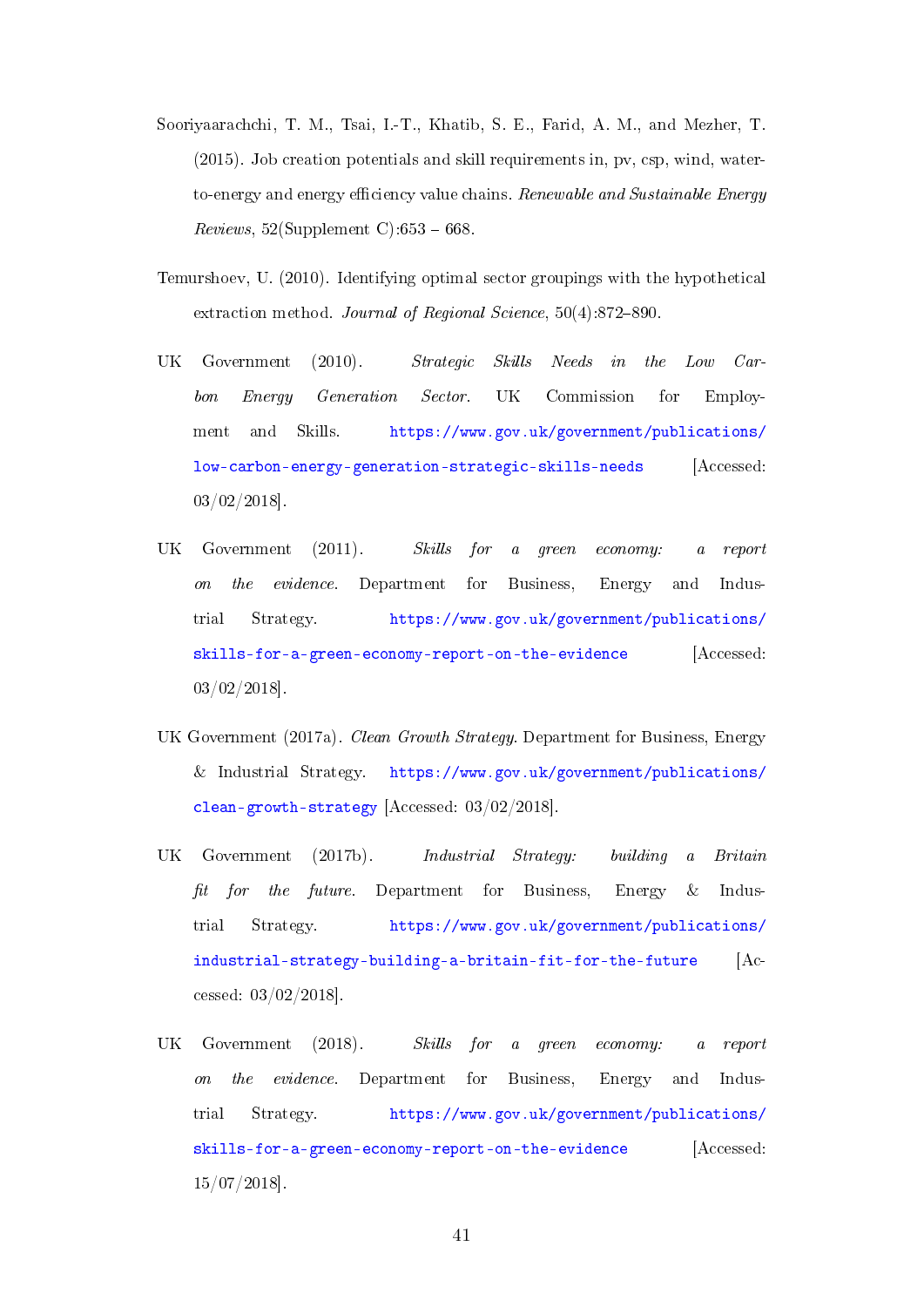Sooriyaarachchi, T. M., Tsai, I.-T., Khatib, S. E., Farid, A. M., and Mezher, T. (2015). Job creation potentials and skill requirements in, pv, csp, wind, water-to-energy and energy efficiency value chains. *Renewable and Sustainable Energy Reviews*, 52(Supplement C):653 – 668.

Temurshoev, U. (2010). Identifying optimal sector groupings with the hypothetical extraction method. *Journal of Regional Science*, 50(4):872–890.

UK Government (2010). *Strategic Skills Needs in the Low Carbon Energy Generation Sector*. UK Commission for Employment and Skills. https://www.gov.uk/government/publications/low-carbon-energy-generation-strategic-skills-needs [Accessed: 03/02/2018].

UK Government (2011). *Skills for a green economy: a report on the evidence*. Department for Business, Energy and Industrial Strategy. https://www.gov.uk/government/publications/skills-for-a-green-economy-report-on-the-evidence [Accessed: 03/02/2018].

UK Government (2017a). *Clean Growth Strategy*. Department for Business, Energy & Industrial Strategy. https://www.gov.uk/government/publications/clean-growth-strategy [Accessed: 03/02/2018].

UK Government (2017b). *Industrial Strategy: building a Britain fit for the future*. Department for Business, Energy & Industrial Strategy. https://www.gov.uk/government/publications/industrial-strategy-building-a-britain-fit-for-the-future [Accessed: 03/02/2018].

UK Government (2018). *Skills for a green economy: a report on the evidence*. Department for Business, Energy and Industrial Strategy. https://www.gov.uk/government/publications/skills-for-a-green-economy-report-on-the-evidence [Accessed: 15/07/2018].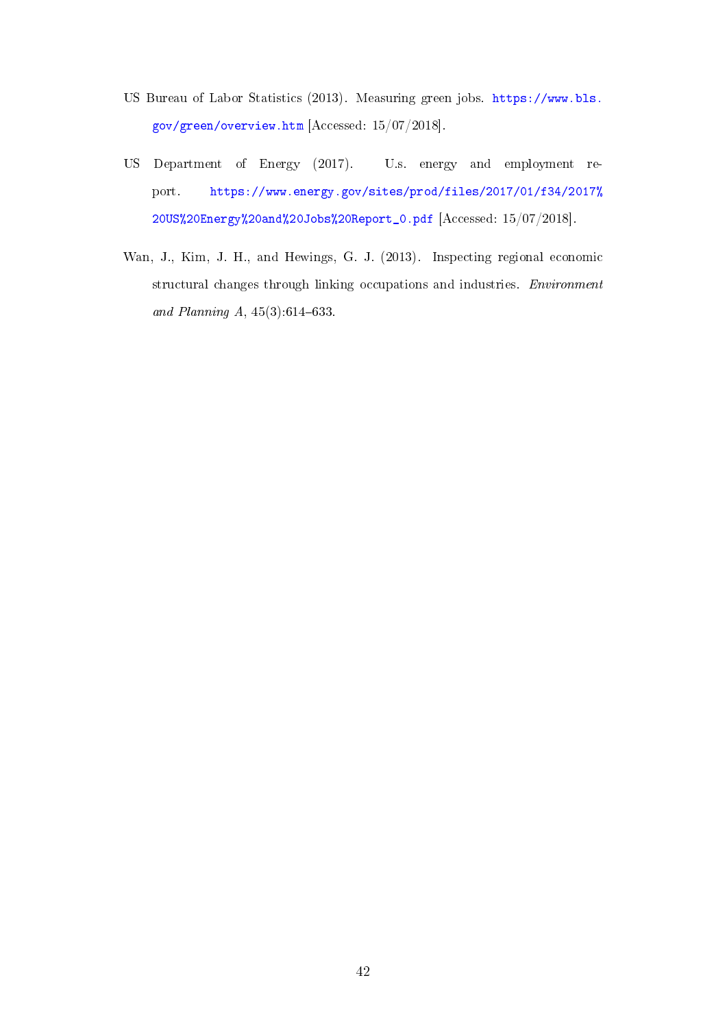US Bureau of Labor Statistics (2013). Measuring green jobs. https://www.bls.gov/green/overview.htm [Accessed: 15/07/2018].

US Department of Energy (2017). U.s. energy and employment report. https://www.energy.gov/sites/prod/files/2017/01/f34/2017%20US%20Energy%20and%20Jobs%20Report_0.pdf [Accessed: 15/07/2018].

Wan, J., Kim, J. H., and Hewings, G. J. (2013). Inspecting regional economic structural changes through linking occupations and industries. *Environment and Planning A*, 45(3):614–633.